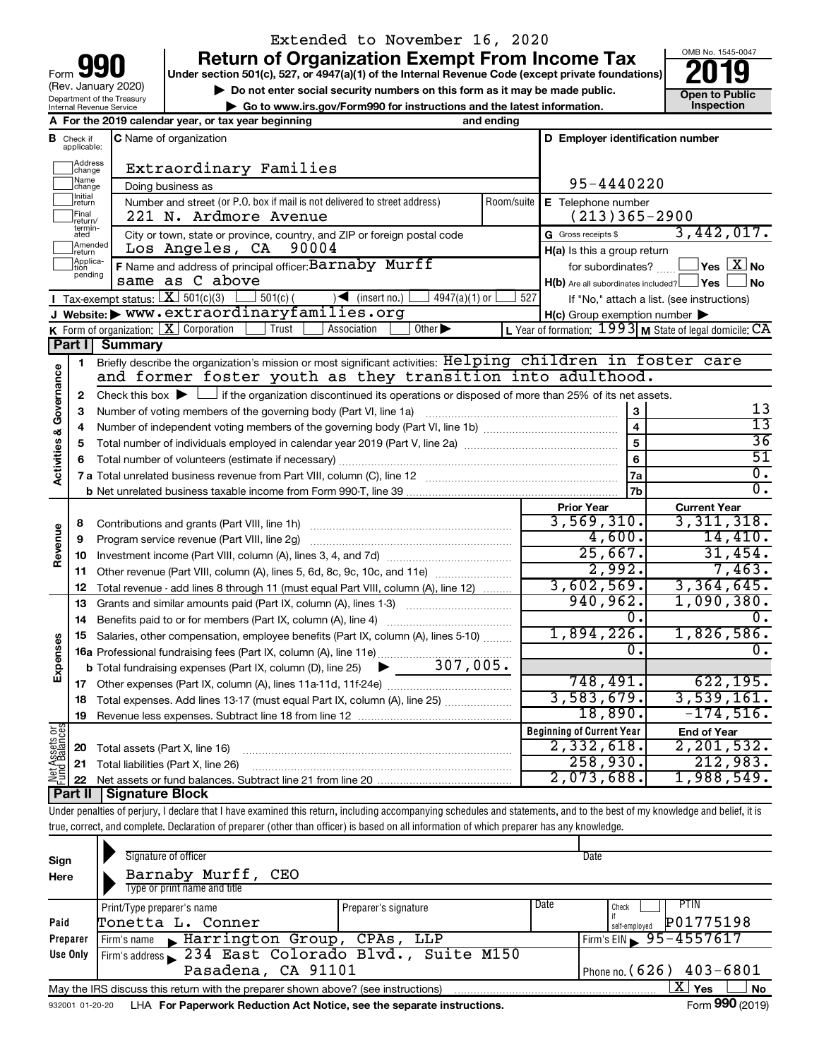Extended to November 16, 2020

Form **990** (Rev. January 2020) Department of the Treasury Internal Revenue Service

# Return of Organization Exempt From Income Tax

**Under section 501(c), 527, or 4947(a)(1) of the Internal Revenue Code (except private foundations)**

▶ Do not enter social security numbers on this form as it may be made public.

▶ Go to www.irs.gov/Form990 for instructions and the latest information.

OMB No. 1545-0047

**2019**

**Open to Public Inspection**

**A** For the 2019 calendar year, or tax year beginning and ending

**B** Check if applicable: Address change, Name change, Initial return, Final return/terminated, Amended return, Application pending

**C** Name of organization: Extraordinary Families

Doing business as

Number and street (or P.O. box if mail is not delivered to street address): 221 N. Ardmore Avenue | Room/suite

City or town, state or province, country, and ZIP or foreign postal code: Los Angeles, CA 90004

**F** Name and address of principal officer: Barnaby Murff, same as C above

**D** Employer identification number: 95-4440220

**E** Telephone number: (213)365-2900

**G** Gross receipts $ 3,442,017.

**H(a)** Is this a group return for subordinates? Yes [ ] No [X]

**H(b)** Are all subordinates included? Yes [ ] No [ ]

If "No," attach a list. (see instructions)

**H(c)** Group exemption number ▶

**I** Tax-exempt status: [X] 501(c)(3) [ ] 501(c) ( ) ◀ (insert no.) [ ] 4947(a)(1) or [ ] 527

**J** Website: ▶ www.extraordinaryfamilies.org

**K** Form of organization: [X] Corporation [ ] Trust [ ] Association [ ] Other ▶

**L** Year of formation: 1993 **M** State of legal domicile: CA

## Part I Summary

**Activities & Governance**

1. Briefly describe the organization's mission or most significant activities: Helping children in foster care and former foster youth as they transition into adulthood.
2. Check this box ▶ [ ] if the organization discontinued its operations or disposed of more than 25% of its net assets.

| | | | |
|---|---|---|---|
| 3 | Number of voting members of the governing body (Part VI, line 1a) | 3 | 13 |
| 4 | Number of independent voting members of the governing body (Part VI, line 1b) | 4 | 13 |
| 5 | Total number of individuals employed in calendar year 2019 (Part V, line 2a) | 5 | 36 |
| 6 | Total number of volunteers (estimate if necessary) | 6 | 51 |
| 7a | Total unrelated business revenue from Part VIII, column (C), line 12 | 7a | 0. |
| b | Net unrelated business taxable income from Form 990-T, line 39 | 7b | 0. |

| | | | Prior Year | Current Year |
|---|---|---|---|---|
| Revenue | 8 | Contributions and grants (Part VIII, line 1h) | 3,569,310. | 3,311,318. |
| | 9 | Program service revenue (Part VIII, line 2g) | 4,600. | 14,410. |
| | 10 | Investment income (Part VIII, column (A), lines 3, 4, and 7d) | 25,667. | 31,454. |
| | 11 | Other revenue (Part VIII, column (A), lines 5, 6d, 8c, 9c, 10c, and 11e) | 2,992. | 7,463. |
| | 12 | Total revenue - add lines 8 through 11 (must equal Part VIII, column (A), line 12) | 3,602,569. | 3,364,645. |
| Expenses | 13 | Grants and similar amounts paid (Part IX, column (A), lines 1-3) | 940,962. | 1,090,380. |
| | 14 | Benefits paid to or for members (Part IX, column (A), line 4) | 0. | 0. |
| | 15 | Salaries, other compensation, employee benefits (Part IX, column (A), lines 5-10) | 1,894,226. | 1,826,586. |
| | 16a | Professional fundraising fees (Part IX, column (A), line 11e) | 0. | 0. |
| | b | Total fundraising expenses (Part IX, column (D), line 25) ▶ 307,005. | | |
| | 17 | Other expenses (Part IX, column (A), lines 11a-11d, 11f-24e) | 748,491. | 622,195. |
| | 18 | Total expenses. Add lines 13-17 (must equal Part IX, column (A), line 25) | 3,583,679. | 3,539,161. |
| | 19 | Revenue less expenses. Subtract line 18 from line 12 | 18,890. | -174,516. |

| | | | Beginning of Current Year | End of Year |
|---|---|---|---|---|
| Net Assets or Fund Balances | 20 | Total assets (Part X, line 16) | 2,332,618. | 2,201,532. |
| | 21 | Total liabilities (Part X, line 26) | 258,930. | 212,983. |
| | 22 | Net assets or fund balances. Subtract line 21 from line 20 | 2,073,688. | 1,988,549. |

## Part II Signature Block

Under penalties of perjury, I declare that I have examined this return, including accompanying schedules and statements, and to the best of my knowledge and belief, it is true, correct, and complete. Declaration of preparer (other than officer) is based on all information of which preparer has any knowledge.

**Sign Here**

Signature of officer | Date

Barnaby Murff, CEO

Type or print name and title

**Paid Preparer Use Only**

| Print/Type preparer's name | Preparer's signature | Date | Check if self-employed | PTIN |
|---|---|---|---|---|
| Tonetta L. Conner | | | [ ] | P01775198 |

Firm's name ▶ Harrington Group, CPAs, LLP | Firm's EIN ▶ 95-4557617

Firm's address ▶ 234 East Colorado Blvd., Suite M150, Pasadena, CA 91101 | Phone no. (626) 403-6801

May the IRS discuss this return with the preparer shown above? (see instructions) [X] Yes [ ] No

932001 01-20-20 LHA For Paperwork Reduction Act Notice, see the separate instructions. Form **990** (2019)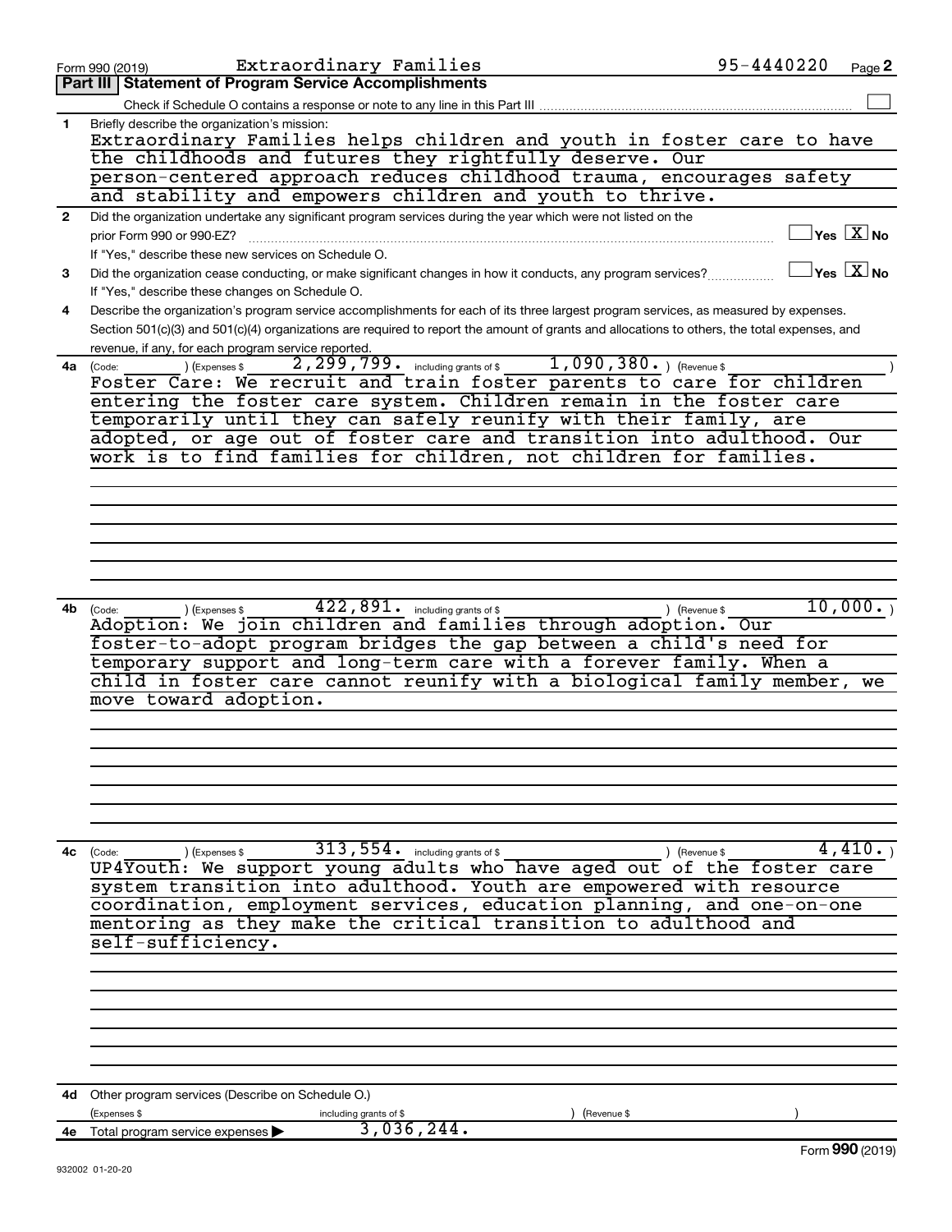Form 990 (2019) Extraordinary Families 95-4440220 Page 2

## Part III | Statement of Program Service Accomplishments

Check if Schedule O contains a response or note to any line in this Part III ☐

**1** Briefly describe the organization's mission:

Extraordinary Families helps children and youth in foster care to have the childhoods and futures they rightfully deserve. Our person-centered approach reduces childhood trauma, encourages safety and stability and empowers children and youth to thrive.

**2** Did the organization undertake any significant program services during the year which were not listed on the prior Form 990 or 990-EZ? ☐ Yes ☒ No

If "Yes," describe these new services on Schedule O.

**3** Did the organization cease conducting, or make significant changes in how it conducts, any program services? ☐ Yes ☒ No

If "Yes," describe these changes on Schedule O.

**4** Describe the organization's program service accomplishments for each of its three largest program services, as measured by expenses. Section 501(c)(3) and 501(c)(4) organizations are required to report the amount of grants and allocations to others, the total expenses, and revenue, if any, for each program service reported.

**4a** (Code: ) (Expenses $ 2,299,799. including grants of $ 1,090,380. ) (Revenue $ )

Foster Care: We recruit and train foster parents to care for children entering the foster care system. Children remain in the foster care temporarily until they can safely reunify with their family, are adopted, or age out of foster care and transition into adulthood. Our work is to find families for children, not children for families.

**4b** (Code: ) (Expenses $ 422,891. including grants of $ ) (Revenue $ 10,000. )

Adoption: We join children and families through adoption. Our foster-to-adopt program bridges the gap between a child's need for temporary support and long-term care with a forever family. When a child in foster care cannot reunify with a biological family member, we move toward adoption.

**4c** (Code: ) (Expenses $ 313,554. including grants of $ ) (Revenue $ 4,410. )

UP4Youth: We support young adults who have aged out of the foster care system transition into adulthood. Youth are empowered with resource coordination, employment services, education planning, and one-on-one mentoring as they make the critical transition to adulthood and self-sufficiency.

**4d** Other program services (Describe on Schedule O.)

(Expenses $ including grants of $ ) (Revenue $ )

**4e** Total program service expenses ▶ 3,036,244.

932002 01-20-20 Form **990** (2019)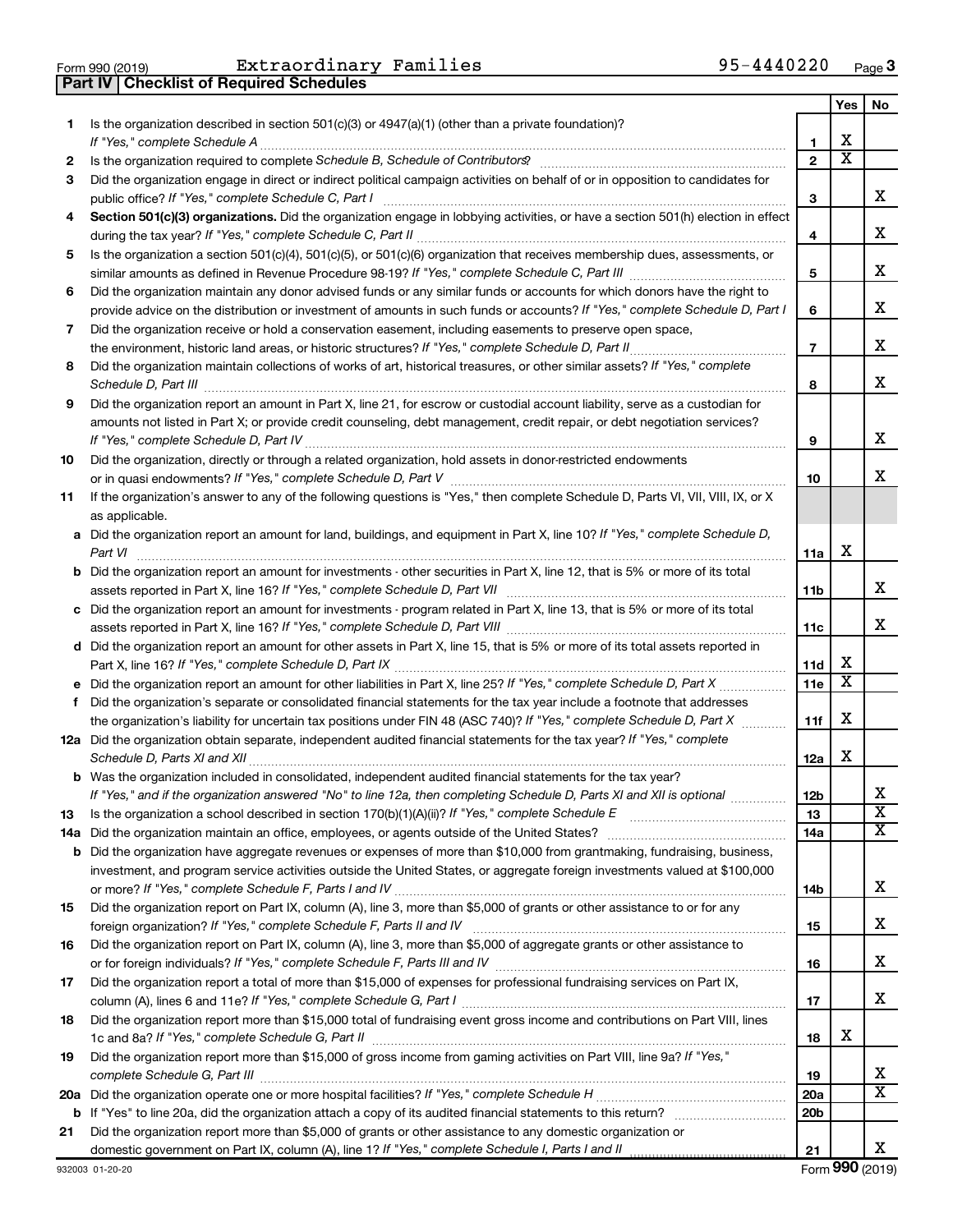Form 990 (2019) Extraordinary Families 95-4440220

## Part IV Checklist of Required Schedules

| | | | Yes | No |
|---|---|---|---|---|
| **1** | Is the organization described in section 501(c)(3) or 4947(a)(1) (other than a private foundation)? *If "Yes," complete Schedule A* | **1** | X | |
| **2** | Is the organization required to complete *Schedule B, Schedule of Contributors*? | **2** | X | |
| **3** | Did the organization engage in direct or indirect political campaign activities on behalf of or in opposition to candidates for public office? *If "Yes," complete Schedule C, Part I* | **3** | | X |
| **4** | **Section 501(c)(3) organizations.** Did the organization engage in lobbying activities, or have a section 501(h) election in effect during the tax year? *If "Yes," complete Schedule C, Part II* | **4** | | X |
| **5** | Is the organization a section 501(c)(4), 501(c)(5), or 501(c)(6) organization that receives membership dues, assessments, or similar amounts as defined in Revenue Procedure 98-19? *If "Yes," complete Schedule C, Part III* | **5** | | X |
| **6** | Did the organization maintain any donor advised funds or any similar funds or accounts for which donors have the right to provide advice on the distribution or investment of amounts in such funds or accounts? *If "Yes," complete Schedule D, Part I* | **6** | | X |
| **7** | Did the organization receive or hold a conservation easement, including easements to preserve open space, the environment, historic land areas, or historic structures? *If "Yes," complete Schedule D, Part II* | **7** | | X |
| **8** | Did the organization maintain collections of works of art, historical treasures, or other similar assets? *If "Yes," complete Schedule D, Part III* | **8** | | X |
| **9** | Did the organization report an amount in Part X, line 21, for escrow or custodial account liability, serve as a custodian for amounts not listed in Part X; or provide credit counseling, debt management, credit repair, or debt negotiation services? *If "Yes," complete Schedule D, Part IV* | **9** | | X |
| **10** | Did the organization, directly or through a related organization, hold assets in donor-restricted endowments or in quasi endowments? *If "Yes," complete Schedule D, Part V* | **10** | | X |
| **11** | If the organization's answer to any of the following questions is "Yes," then complete Schedule D, Parts VI, VII, VIII, IX, or X as applicable. | | | |
| **a** | Did the organization report an amount for land, buildings, and equipment in Part X, line 10? *If "Yes," complete Schedule D, Part VI* | **11a** | X | |
| **b** | Did the organization report an amount for investments - other securities in Part X, line 12, that is 5% or more of its total assets reported in Part X, line 16? *If "Yes," complete Schedule D, Part VII* | **11b** | | X |
| **c** | Did the organization report an amount for investments - program related in Part X, line 13, that is 5% or more of its total assets reported in Part X, line 16? *If "Yes," complete Schedule D, Part VIII* | **11c** | | X |
| **d** | Did the organization report an amount for other assets in Part X, line 15, that is 5% or more of its total assets reported in Part X, line 16? *If "Yes," complete Schedule D, Part IX* | **11d** | X | |
| **e** | Did the organization report an amount for other liabilities in Part X, line 25? *If "Yes," complete Schedule D, Part X* | **11e** | X | |
| **f** | Did the organization's separate or consolidated financial statements for the tax year include a footnote that addresses the organization's liability for uncertain tax positions under FIN 48 (ASC 740)? *If "Yes," complete Schedule D, Part X* | **11f** | X | |
| **12a** | Did the organization obtain separate, independent audited financial statements for the tax year? *If "Yes," complete Schedule D, Parts XI and XII* | **12a** | X | |
| **b** | Was the organization included in consolidated, independent audited financial statements for the tax year? *If "Yes," and if the organization answered "No" to line 12a, then completing Schedule D, Parts XI and XII is optional* | **12b** | | X |
| **13** | Is the organization a school described in section 170(b)(1)(A)(ii)? *If "Yes," complete Schedule E* | **13** | | X |
| **14a** | Did the organization maintain an office, employees, or agents outside of the United States? | **14a** | | X |
| **b** | Did the organization have aggregate revenues or expenses of more than $10,000 from grantmaking, fundraising, business, investment, and program service activities outside the United States, or aggregate foreign investments valued at $100,000 or more? *If "Yes," complete Schedule F, Parts I and IV* | **14b** | | X |
| **15** | Did the organization report on Part IX, column (A), line 3, more than $5,000 of grants or other assistance to or for any foreign organization? *If "Yes," complete Schedule F, Parts II and IV* | **15** | | X |
| **16** | Did the organization report on Part IX, column (A), line 3, more than $5,000 of aggregate grants or other assistance to or for foreign individuals? *If "Yes," complete Schedule F, Parts III and IV* | **16** | | X |
| **17** | Did the organization report a total of more than $15,000 of expenses for professional fundraising services on Part IX, column (A), lines 6 and 11e? *If "Yes," complete Schedule G, Part I* | **17** | | X |
| **18** | Did the organization report more than $15,000 total of fundraising event gross income and contributions on Part VIII, lines 1c and 8a? *If "Yes," complete Schedule G, Part II* | **18** | X | |
| **19** | Did the organization report more than $15,000 of gross income from gaming activities on Part VIII, line 9a? *If "Yes," complete Schedule G, Part III* | **19** | | X |
| **20a** | Did the organization operate one or more hospital facilities? *If "Yes," complete Schedule H* | **20a** | | X |
| **b** | If "Yes" to line 20a, did the organization attach a copy of its audited financial statements to this return? | **20b** | | |
| **21** | Did the organization report more than $5,000 of grants or other assistance to any domestic organization or domestic government on Part IX, column (A), line 1? *If "Yes," complete Schedule I, Parts I and II* | **21** | | X |

932003 01-20-20 Form **990** (2019)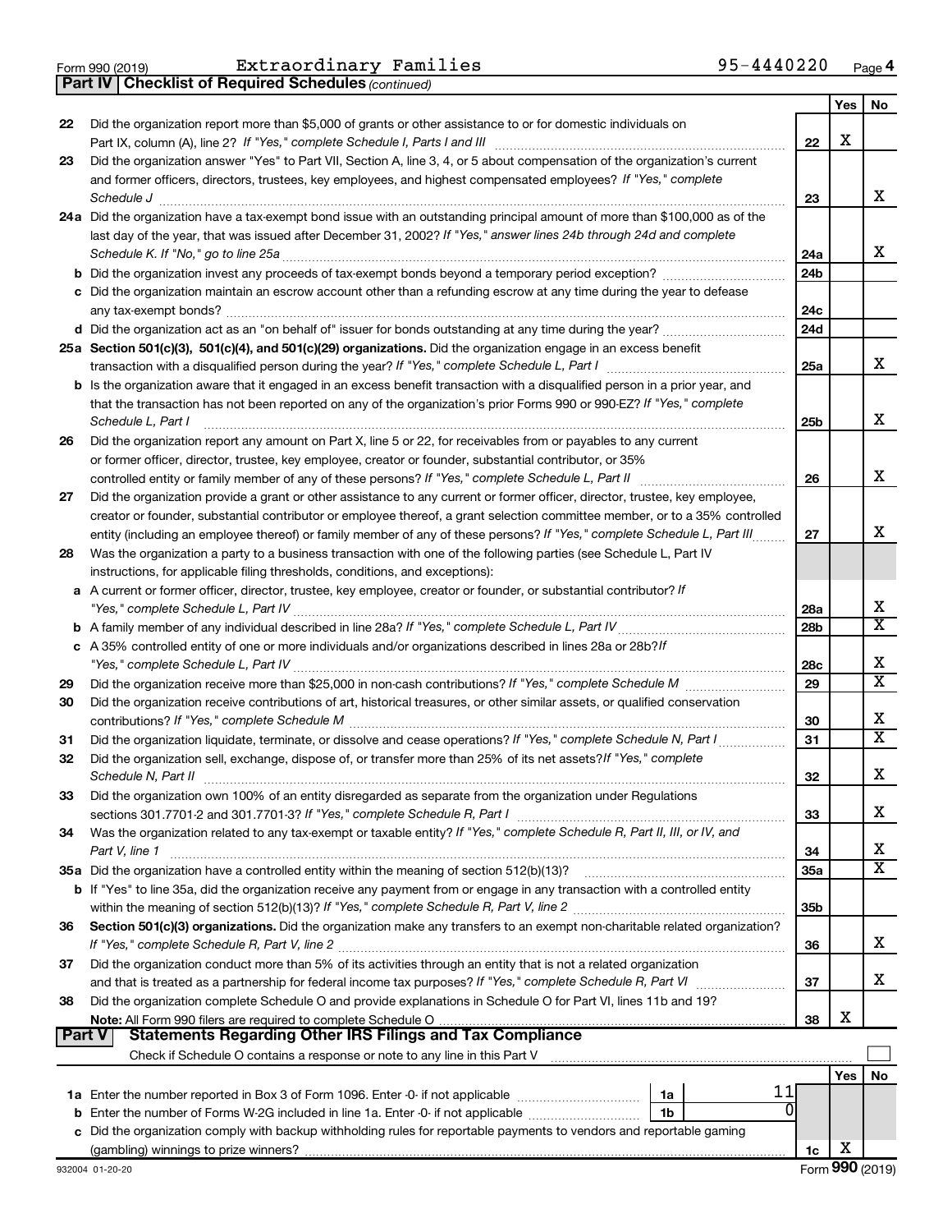Form 990 (2019) Extraordinary Families 95-4440220 Page **4**

**Part IV | Checklist of Required Schedules** *(continued)*

| | | | Yes | No |
|---|---|---|---|---|
| 22 | Did the organization report more than $5,000 of grants or other assistance to or for domestic individuals on Part IX, column (A), line 2? *If "Yes," complete Schedule I, Parts I and III* | 22 | X | |
| 23 | Did the organization answer "Yes" to Part VII, Section A, line 3, 4, or 5 about compensation of the organization's current and former officers, directors, trustees, key employees, and highest compensated employees? *If "Yes," complete Schedule J* | 23 | | X |
| 24a | Did the organization have a tax-exempt bond issue with an outstanding principal amount of more than $100,000 as of the last day of the year, that was issued after December 31, 2002? *If "Yes," answer lines 24b through 24d and complete Schedule K. If "No," go to line 25a* | 24a | | X |
| b | Did the organization invest any proceeds of tax-exempt bonds beyond a temporary period exception? | 24b | | |
| c | Did the organization maintain an escrow account other than a refunding escrow at any time during the year to defease any tax-exempt bonds? | 24c | | |
| d | Did the organization act as an "on behalf of" issuer for bonds outstanding at any time during the year? | 24d | | |
| 25a | **Section 501(c)(3), 501(c)(4), and 501(c)(29) organizations.** Did the organization engage in an excess benefit transaction with a disqualified person during the year? *If "Yes," complete Schedule L, Part I* | 25a | | X |
| b | Is the organization aware that it engaged in an excess benefit transaction with a disqualified person in a prior year, and that the transaction has not been reported on any of the organization's prior Forms 990 or 990-EZ? *If "Yes," complete Schedule L, Part I* | 25b | | X |
| 26 | Did the organization report any amount on Part X, line 5 or 22, for receivables from or payables to any current or former officer, director, trustee, key employee, creator or founder, substantial contributor, or 35% controlled entity or family member of any of these persons? *If "Yes," complete Schedule L, Part II* | 26 | | X |
| 27 | Did the organization provide a grant or other assistance to any current or former officer, director, trustee, key employee, creator or founder, substantial contributor or employee thereof, a grant selection committee member, or to a 35% controlled entity (including an employee thereof) or family member of any of these persons? *If "Yes," complete Schedule L, Part III* | 27 | | X |
| 28 | Was the organization a party to a business transaction with one of the following parties (see Schedule L, Part IV instructions, for applicable filing thresholds, conditions, and exceptions): | | | |
| a | A current or former officer, director, trustee, key employee, creator or founder, or substantial contributor? *If "Yes," complete Schedule L, Part IV* | 28a | | X |
| b | A family member of any individual described in line 28a? *If "Yes," complete Schedule L, Part IV* | 28b | | X |
| c | A 35% controlled entity of one or more individuals and/or organizations described in lines 28a or 28b? *If "Yes," complete Schedule L, Part IV* | 28c | | X |
| 29 | Did the organization receive more than $25,000 in non-cash contributions? *If "Yes," complete Schedule M* | 29 | | X |
| 30 | Did the organization receive contributions of art, historical treasures, or other similar assets, or qualified conservation contributions? *If "Yes," complete Schedule M* | 30 | | X |
| 31 | Did the organization liquidate, terminate, or dissolve and cease operations? *If "Yes," complete Schedule N, Part I* | 31 | | X |
| 32 | Did the organization sell, exchange, dispose of, or transfer more than 25% of its net assets? *If "Yes," complete Schedule N, Part II* | 32 | | X |
| 33 | Did the organization own 100% of an entity disregarded as separate from the organization under Regulations sections 301.7701-2 and 301.7701-3? *If "Yes," complete Schedule R, Part I* | 33 | | X |
| 34 | Was the organization related to any tax-exempt or taxable entity? *If "Yes," complete Schedule R, Part II, III, or IV, and Part V, line 1* | 34 | | X |
| 35a | Did the organization have a controlled entity within the meaning of section 512(b)(13)? | 35a | | X |
| b | If "Yes" to line 35a, did the organization receive any payment from or engage in any transaction with a controlled entity within the meaning of section 512(b)(13)? *If "Yes," complete Schedule R, Part V, line 2* | 35b | | |
| 36 | **Section 501(c)(3) organizations.** Did the organization make any transfers to an exempt non-charitable related organization? *If "Yes," complete Schedule R, Part V, line 2* | 36 | | X |
| 37 | Did the organization conduct more than 5% of its activities through an entity that is not a related organization and that is treated as a partnership for federal income tax purposes? *If "Yes," complete Schedule R, Part VI* | 37 | | X |
| 38 | Did the organization complete Schedule O and provide explanations in Schedule O for Part VI, lines 11b and 19? **Note:** All Form 990 filers are required to complete Schedule O | 38 | X | |

**Part V | Statements Regarding Other IRS Filings and Tax Compliance**

Check if Schedule O contains a response or note to any line in this Part V ☐

| | | | | | Yes | No |
|---|---|---|---|---|---|---|
| 1a | Enter the number reported in Box 3 of Form 1096. Enter -0- if not applicable | 1a | 11 | | | |
| b | Enter the number of Forms W-2G included in line 1a. Enter -0- if not applicable | 1b | 0 | | | |
| c | Did the organization comply with backup withholding rules for reportable payments to vendors and reportable gaming (gambling) winnings to prize winners? | | | 1c | X | |

932004 01-20-20 Form **990** (2019)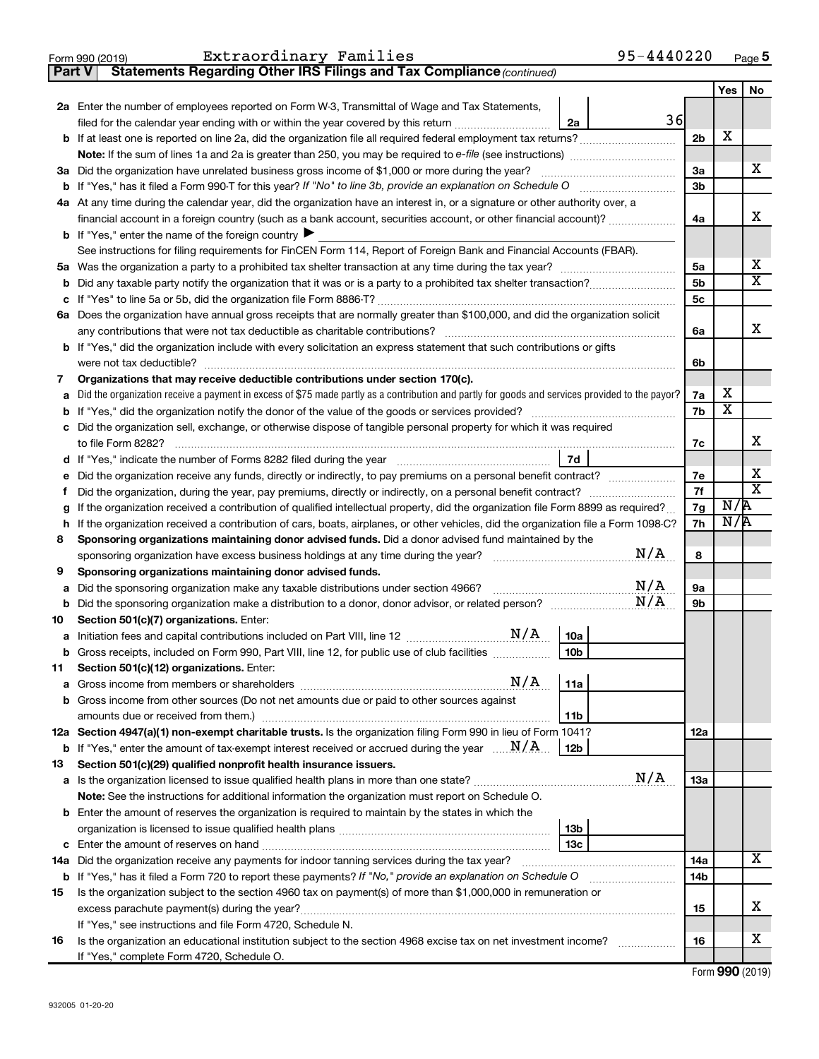Form 990 (2019) Extraordinary Families 95-4440220 Page 5

**Part V Statements Regarding Other IRS Filings and Tax Compliance** *(continued)*

| | | | | Yes | No |
|---|---|---|---|---|---|
| **2a** | Enter the number of employees reported on Form W-3, Transmittal of Wage and Tax Statements, filed for the calendar year ending with or within the year covered by this return | 2a | 36 | | |
| **b** | If at least one is reported on line 2a, did the organization file all required federal employment tax returns? | | 2b | X | |
| | **Note:** If the sum of lines 1a and 2a is greater than 250, you may be required to *e-file* (see instructions) | | | | |
| **3a** | Did the organization have unrelated business gross income of $1,000 or more during the year? | | 3a | | X |
| **b** | If "Yes," has it filed a Form 990-T for this year? *If "No" to line 3b, provide an explanation on Schedule O* | | 3b | | |
| **4a** | At any time during the calendar year, did the organization have an interest in, or a signature or other authority over, a financial account in a foreign country (such as a bank account, securities account, or other financial account)? | | 4a | | X |
| **b** | If "Yes," enter the name of the foreign country ▶ | | | | |
| | See instructions for filing requirements for FinCEN Form 114, Report of Foreign Bank and Financial Accounts (FBAR). | | | | |
| **5a** | Was the organization a party to a prohibited tax shelter transaction at any time during the tax year? | | 5a | | X |
| **b** | Did any taxable party notify the organization that it was or is a party to a prohibited tax shelter transaction? | | 5b | | X |
| **c** | If "Yes" to line 5a or 5b, did the organization file Form 8886-T? | | 5c | | |
| **6a** | Does the organization have annual gross receipts that are normally greater than $100,000, and did the organization solicit any contributions that were not tax deductible as charitable contributions? | | 6a | | X |
| **b** | If "Yes," did the organization include with every solicitation an express statement that such contributions or gifts were not tax deductible? | | 6b | | |
| **7** | **Organizations that may receive deductible contributions under section 170(c).** | | | | |
| **a** | Did the organization receive a payment in excess of $75 made partly as a contribution and partly for goods and services provided to the payor? | | 7a | X | |
| **b** | If "Yes," did the organization notify the donor of the value of the goods or services provided? | | 7b | X | |
| **c** | Did the organization sell, exchange, or otherwise dispose of tangible personal property for which it was required to file Form 8282? | | 7c | | X |
| **d** | If "Yes," indicate the number of Forms 8282 filed during the year | 7d | | | |
| **e** | Did the organization receive any funds, directly or indirectly, to pay premiums on a personal benefit contract? | | 7e | | X |
| **f** | Did the organization, during the year, pay premiums, directly or indirectly, on a personal benefit contract? | | 7f | | X |
| **g** | If the organization received a contribution of qualified intellectual property, did the organization file Form 8899 as required? | | 7g | N/A | |
| **h** | If the organization received a contribution of cars, boats, airplanes, or other vehicles, did the organization file a Form 1098-C? | | 7h | N/A | |
| **8** | **Sponsoring organizations maintaining donor advised funds.** Did a donor advised fund maintained by the sponsoring organization have excess business holdings at any time during the year? N/A | | 8 | | |
| **9** | **Sponsoring organizations maintaining donor advised funds.** | | | | |
| **a** | Did the sponsoring organization make any taxable distributions under section 4966? N/A | | 9a | | |
| **b** | Did the sponsoring organization make a distribution to a donor, donor advisor, or related person? N/A | | 9b | | |
| **10** | **Section 501(c)(7) organizations.** Enter: | | | | |
| **a** | Initiation fees and capital contributions included on Part VIII, line 12 N/A | 10a | | | |
| **b** | Gross receipts, included on Form 990, Part VIII, line 12, for public use of club facilities | 10b | | | |
| **11** | **Section 501(c)(12) organizations.** Enter: | | | | |
| **a** | Gross income from members or shareholders N/A | 11a | | | |
| **b** | Gross income from other sources (Do not net amounts due or paid to other sources against amounts due or received from them.) | 11b | | | |
| **12a** | **Section 4947(a)(1) non-exempt charitable trusts.** Is the organization filing Form 990 in lieu of Form 1041? | | 12a | | |
| **b** | If "Yes," enter the amount of tax-exempt interest received or accrued during the year N/A | 12b | | | |
| **13** | **Section 501(c)(29) qualified nonprofit health insurance issuers.** | | | | |
| **a** | Is the organization licensed to issue qualified health plans in more than one state? N/A | | 13a | | |
| | **Note:** See the instructions for additional information the organization must report on Schedule O. | | | | |
| **b** | Enter the amount of reserves the organization is required to maintain by the states in which the organization is licensed to issue qualified health plans | 13b | | | |
| **c** | Enter the amount of reserves on hand | 13c | | | |
| **14a** | Did the organization receive any payments for indoor tanning services during the tax year? | | 14a | | X |
| **b** | If "Yes," has it filed a Form 720 to report these payments? *If "No," provide an explanation on Schedule O* | | 14b | | |
| **15** | Is the organization subject to the section 4960 tax on payment(s) of more than $1,000,000 in remuneration or excess parachute payment(s) during the year? | | 15 | | X |
| | If "Yes," see instructions and file Form 4720, Schedule N. | | | | |
| **16** | Is the organization an educational institution subject to the section 4968 excise tax on net investment income? | | 16 | | X |
| | If "Yes," complete Form 4720, Schedule O. | | | | |

Form **990** (2019)

932005 01-20-20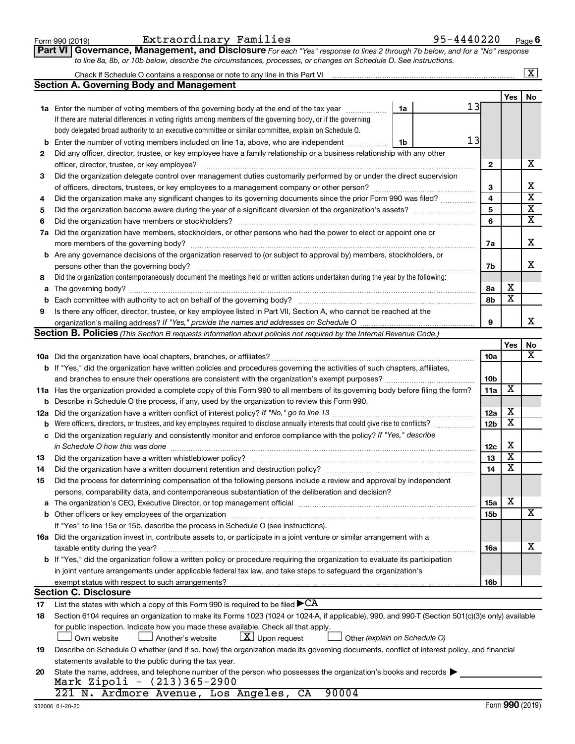Form 990 (2019) Extraordinary Families 95-4440220 Page 6

**Part VI Governance, Management, and Disclosure** *For each "Yes" response to lines 2 through 7b below, and for a "No" response to line 8a, 8b, or 10b below, describe the circumstances, processes, or changes on Schedule O. See instructions.*

Check if Schedule O contains a response or note to any line in this Part VI .......... [X]

## Section A. Governing Body and Management

| | | | | Yes | No |
|---|---|---|---|---|---|
| **1a** | Enter the number of voting members of the governing body at the end of the tax year ... **1a** 13 | | | | |
| | If there are material differences in voting rights among members of the governing body, or if the governing body delegated broad authority to an executive committee or similar committee, explain on Schedule O. | | | | |
| **b** | Enter the number of voting members included on line 1a, above, who are independent ... **1b** 13 | | | | |
| **2** | Did any officer, director, trustee, or key employee have a family relationship or a business relationship with any other officer, director, trustee, or key employee? | | **2** | | X |
| **3** | Did the organization delegate control over management duties customarily performed by or under the direct supervision of officers, directors, trustees, or key employees to a management company or other person? | | **3** | | X |
| **4** | Did the organization make any significant changes to its governing documents since the prior Form 990 was filed? | | **4** | | X |
| **5** | Did the organization become aware during the year of a significant diversion of the organization's assets? | | **5** | | X |
| **6** | Did the organization have members or stockholders? | | **6** | | X |
| **7a** | Did the organization have members, stockholders, or other persons who had the power to elect or appoint one or more members of the governing body? | | **7a** | | X |
| **b** | Are any governance decisions of the organization reserved to (or subject to approval by) members, stockholders, or persons other than the governing body? | | **7b** | | X |
| **8** | Did the organization contemporaneously document the meetings held or written actions undertaken during the year by the following: | | | | |
| **a** | The governing body? | | **8a** | X | |
| **b** | Each committee with authority to act on behalf of the governing body? | | **8b** | X | |
| **9** | Is there any officer, director, trustee, or key employee listed in Part VII, Section A, who cannot be reached at the organization's mailing address? *If "Yes," provide the names and addresses on Schedule O* | | **9** | | X |

## Section B. Policies *(This Section B requests information about policies not required by the Internal Revenue Code.)*

| | | | Yes | No |
|---|---|---|---|---|
| **10a** | Did the organization have local chapters, branches, or affiliates? | **10a** | | X |
| **b** | If "Yes," did the organization have written policies and procedures governing the activities of such chapters, affiliates, and branches to ensure their operations are consistent with the organization's exempt purposes? | **10b** | | |
| **11a** | Has the organization provided a complete copy of this Form 990 to all members of its governing body before filing the form? | **11a** | X | |
| **b** | Describe in Schedule O the process, if any, used by the organization to review this Form 990. | | | |
| **12a** | Did the organization have a written conflict of interest policy? *If "No," go to line 13* | **12a** | X | |
| **b** | Were officers, directors, or trustees, and key employees required to disclose annually interests that could give rise to conflicts? | **12b** | X | |
| **c** | Did the organization regularly and consistently monitor and enforce compliance with the policy? *If "Yes," describe in Schedule O how this was done* | **12c** | X | |
| **13** | Did the organization have a written whistleblower policy? | **13** | X | |
| **14** | Did the organization have a written document retention and destruction policy? | **14** | X | |
| **15** | Did the process for determining compensation of the following persons include a review and approval by independent persons, comparability data, and contemporaneous substantiation of the deliberation and decision? | | | |
| **a** | The organization's CEO, Executive Director, or top management official | **15a** | X | |
| **b** | Other officers or key employees of the organization | **15b** | | X |
| | If "Yes" to line 15a or 15b, describe the process in Schedule O (see instructions). | | | |
| **16a** | Did the organization invest in, contribute assets to, or participate in a joint venture or similar arrangement with a taxable entity during the year? | **16a** | | X |
| **b** | If "Yes," did the organization follow a written policy or procedure requiring the organization to evaluate its participation in joint venture arrangements under applicable federal tax law, and take steps to safeguard the organization's exempt status with respect to such arrangements? | **16b** | | |

## Section C. Disclosure

**17** List the states with which a copy of this Form 990 is required to be filed ▶CA

**18** Section 6104 requires an organization to make its Forms 1023 (1024 or 1024-A, if applicable), 990, and 990-T (Section 501(c)(3)s only) available for public inspection. Indicate how you made these available. Check all that apply.

[ ] Own website [ ] Another's website [X] Upon request [ ] Other *(explain on Schedule O)*

**19** Describe on Schedule O whether (and if so, how) the organization made its governing documents, conflict of interest policy, and financial statements available to the public during the tax year.

**20** State the name, address, and telephone number of the person who possesses the organization's books and records ▶

Mark Zipoli - (213)365-2900

221 N. Ardmore Avenue, Los Angeles, CA 90004

932006 01-20-20 Form **990** (2019)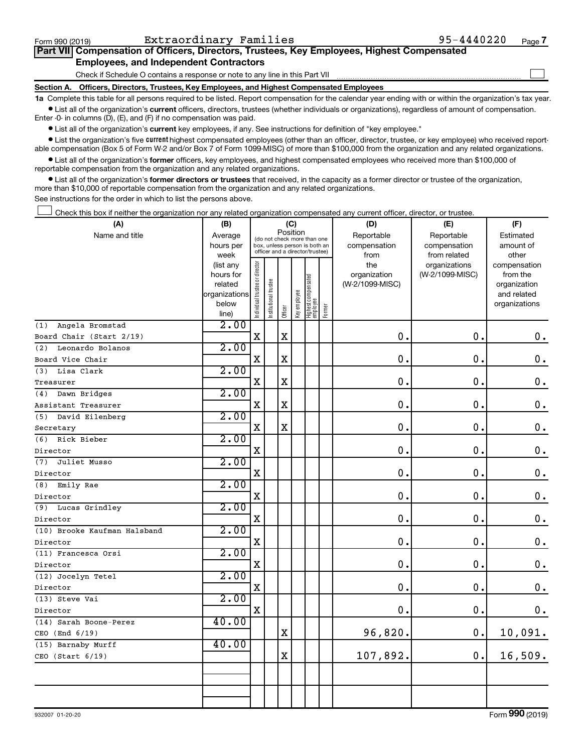Form 990 (2019) Extraordinary Families 95-4440220 Page 7

**Part VII Compensation of Officers, Directors, Trustees, Key Employees, Highest Compensated Employees, and Independent Contractors**

Check if Schedule O contains a response or note to any line in this Part VII ☐

**Section A. Officers, Directors, Trustees, Key Employees, and Highest Compensated Employees**

**1a** Complete this table for all persons required to be listed. Report compensation for the calendar year ending with or within the organization's tax year.

- List all of the organization's **current** officers, directors, trustees (whether individuals or organizations), regardless of amount of compensation. Enter -0- in columns (D), (E), and (F) if no compensation was paid.
- List all of the organization's **current** key employees, if any. See instructions for definition of "key employee."
- List the organization's five **current** highest compensated employees (other than an officer, director, trustee, or key employee) who received reportable compensation (Box 5 of Form W-2 and/or Box 7 of Form 1099-MISC) of more than $100,000 from the organization and any related organizations.
- List all of the organization's **former** officers, key employees, and highest compensated employees who received more than $100,000 of reportable compensation from the organization and any related organizations.
- List all of the organization's **former directors or trustees** that received, in the capacity as a former director or trustee of the organization, more than $10,000 of reportable compensation from the organization and any related organizations.

See instructions for the order in which to list the persons above.

☐ Check this box if neither the organization nor any related organization compensated any current officer, director, or trustee.

| (A) Name and title | (B) Average hours per week (list any hours for related organizations below line) | (C) Position (do not check more than one box, unless person is both an officer and a director/trustee) Individual trustee or director | Institutional trustee | Officer | Key employee | Highest compensated employee | Former | (D) Reportable compensation from the organization (W-2/1099-MISC) | (E) Reportable compensation from related organizations (W-2/1099-MISC) | (F) Estimated amount of other compensation from the organization and related organizations |
|---|---|---|---|---|---|---|---|---|---|---|
| (1) Angela Bromstad<br>Board Chair (Start 2/19) | 2.00 | X | | X | | | | 0. | 0. | 0. |
| (2) Leonardo Bolanos<br>Board Vice Chair | 2.00 | X | | X | | | | 0. | 0. | 0. |
| (3) Lisa Clark<br>Treasurer | 2.00 | X | | X | | | | 0. | 0. | 0. |
| (4) Dawn Bridges<br>Assistant Treasurer | 2.00 | X | | X | | | | 0. | 0. | 0. |
| (5) David Eilenberg<br>Secretary | 2.00 | X | | X | | | | 0. | 0. | 0. |
| (6) Rick Bieber<br>Director | 2.00 | X | | | | | | 0. | 0. | 0. |
| (7) Juliet Musso<br>Director | 2.00 | X | | | | | | 0. | 0. | 0. |
| (8) Emily Rae<br>Director | 2.00 | X | | | | | | 0. | 0. | 0. |
| (9) Lucas Grindley<br>Director | 2.00 | X | | | | | | 0. | 0. | 0. |
| (10) Brooke Kaufman Halsband<br>Director | 2.00 | X | | | | | | 0. | 0. | 0. |
| (11) Francesca Orsi<br>Director | 2.00 | X | | | | | | 0. | 0. | 0. |
| (12) Jocelyn Tetel<br>Director | 2.00 | X | | | | | | 0. | 0. | 0. |
| (13) Steve Vai<br>Director | 2.00 | X | | | | | | 0. | 0. | 0. |
| (14) Sarah Boone-Perez<br>CEO (End 6/19) | 40.00 | | | X | | | | 96,820. | 0. | 10,091. |
| (15) Barnaby Murff<br>CEO (Start 6/19) | 40.00 | | | X | | | | 107,892. | 0. | 16,509. |
| | | | | | | | | | | |

932007 01-20-20 Form **990** (2019)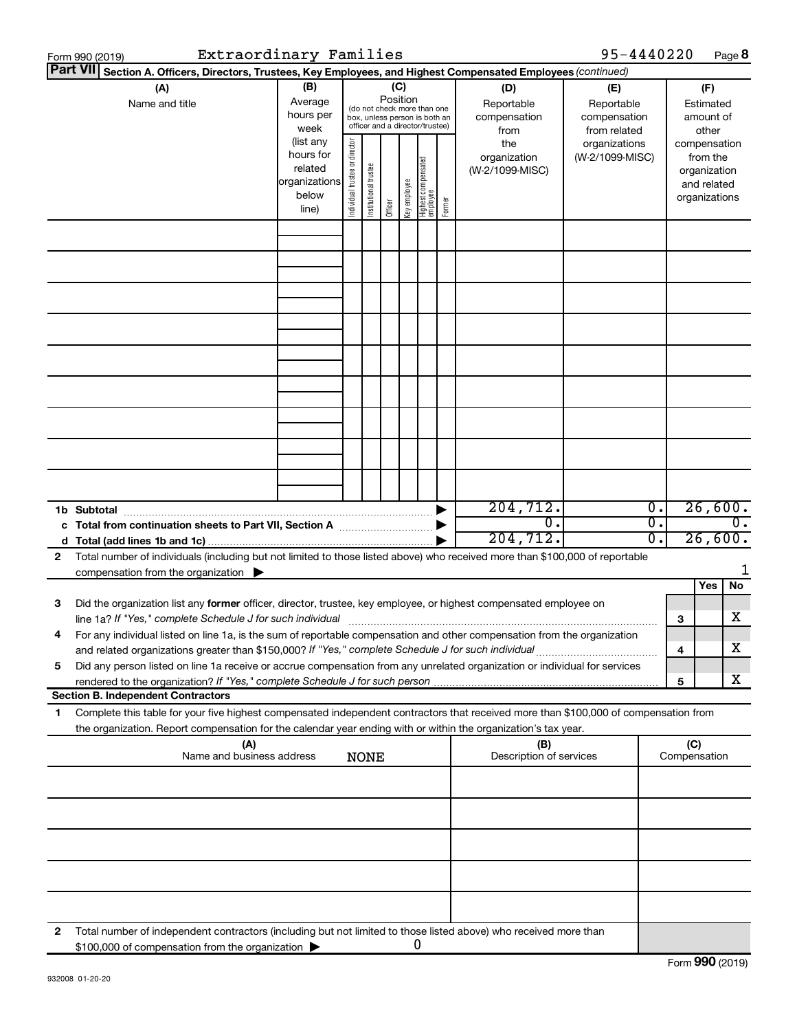Form 990 (2019) Extraordinary Families 95-4440220 Page **8**

**Part VII** **Section A. Officers, Directors, Trustees, Key Employees, and Highest Compensated Employees** *(continued)*

| (A) Name and title | (B) Average hours per week (list any hours for related organizations below line) | (C) Position (do not check more than one box, unless person is both an officer and a director/trustee) | | | | | | (D) Reportable compensation from the organization (W-2/1099-MISC) | (E) Reportable compensation from related organizations (W-2/1099-MISC) | (F) Estimated amount of other compensation from the organization and related organizations |
|---|---|---|---|---|---|---|---|---|---|---|
| | | Individual trustee or director | Institutional trustee | Officer | Key employee | Highest compensated employee | Former | | | |
| | | | | | | | | | | |
| | | | | | | | | | | |
| | | | | | | | | | | |
| | | | | | | | | | | |
| | | | | | | | | | | |
| | | | | | | | | | | |
| | | | | | | | | | | |
| | | | | | | | | | | |
| | | | | | | | | | | |
| **1b Subtotal** | | | | | | | | 204,712. | 0. | 26,600. |
| **c Total from continuation sheets to Part VII, Section A** | | | | | | | | 0. | 0. | 0. |
| **d Total (add lines 1b and 1c)** | | | | | | | | 204,712. | 0. | 26,600. |

**2** Total number of individuals (including but not limited to those listed above) who received more than $100,000 of reportable compensation from the organization ▶ 1

| | | | Yes | No |
|---|---|---|---|---|
| **3** | Did the organization list any **former** officer, director, trustee, key employee, or highest compensated employee on line 1a? *If "Yes," complete Schedule J for such individual* | **3** | | X |
| **4** | For any individual listed on line 1a, is the sum of reportable compensation and other compensation from the organization and related organizations greater than $150,000? *If "Yes," complete Schedule J for such individual* | **4** | | X |
| **5** | Did any person listed on line 1a receive or accrue compensation from any unrelated organization or individual for services rendered to the organization? *If "Yes," complete Schedule J for such person* | **5** | | X |

**Section B. Independent Contractors**

**1** Complete this table for your five highest compensated independent contractors that received more than $100,000 of compensation from the organization. Report compensation for the calendar year ending with or within the organization's tax year.

| (A) Name and business address | (B) Description of services | (C) Compensation |
|---|---|---|
| NONE | | |
| | | |
| | | |
| | | |
| | | |
| | | |

**2** Total number of independent contractors (including but not limited to those listed above) who received more than $100,000 of compensation from the organization ▶ 0

932008 01-20-20

Form **990** (2019)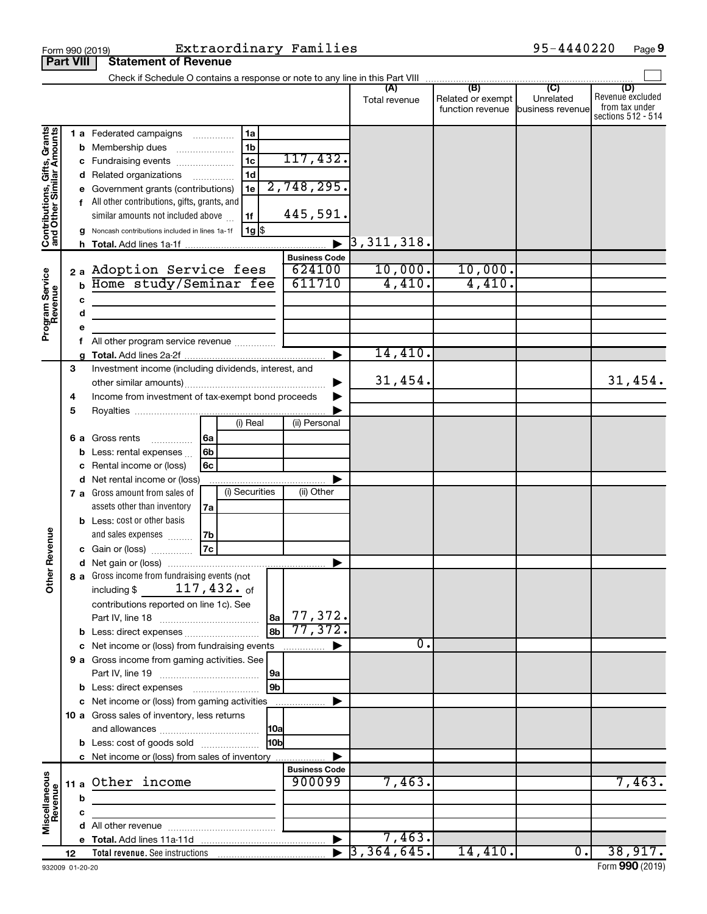Form 990 (2019) Extraordinary Families 95-4440220 Page 9

**Part VIII Statement of Revenue**

Check if Schedule O contains a response or note to any line in this Part VIII ☐

| | | | | (A) Total revenue | (B) Related or exempt function revenue | (C) Unrelated business revenue | (D) Revenue excluded from tax under sections 512 - 514 |
|---|---|---|---|---|---|---|---|
| **Contributions, Gifts, Grants and Other Similar Amounts** | 1 a Federated campaigns | 1a | | | | | |
| | b Membership dues | 1b | | | | | |
| | c Fundraising events | 1c | 117,432. | | | | |
| | d Related organizations | 1d | | | | | |
| | e Government grants (contributions) | 1e | 2,748,295. | | | | |
| | f All other contributions, gifts, grants, and similar amounts not included above | 1f | 445,591. | | | | |
| | g Noncash contributions included in lines 1a-1f | 1g | $ | | | | |
| | h **Total.** Add lines 1a-1f | | ▶ | 3,311,318. | | | |
| **Program Service Revenue** | | | **Business Code** | | | | |
| | 2 a Adoption Service fees | | 624100 | 10,000. | 10,000. | | |
| | b Home study/Seminar fee | | 611710 | 4,410. | 4,410. | | |
| | c | | | | | | |
| | d | | | | | | |
| | e | | | | | | |
| | f All other program service revenue | | | | | | |
| | g **Total.** Add lines 2a-2f | | ▶ | 14,410. | | | |
| **Other Revenue** | 3 Investment income (including dividends, interest, and other similar amounts) | | ▶ | 31,454. | | | 31,454. |
| | 4 Income from investment of tax-exempt bond proceeds | | ▶ | | | | |
| | 5 Royalties | | ▶ | | | | |
| | | (i) Real | (ii) Personal | | | | |
| | 6 a Gross rents 6a | | | | | | |
| | b Less: rental expenses 6b | | | | | | |
| | c Rental income or (loss) 6c | | | | | | |
| | d Net rental income or (loss) | | ▶ | | | | |
| | | (i) Securities | (ii) Other | | | | |
| | 7 a Gross amount from sales of assets other than inventory 7a | | | | | | |
| | b Less: cost or other basis and sales expenses 7b | | | | | | |
| | c Gain or (loss) 7c | | | | | | |
| | d Net gain or (loss) | | ▶ | | | | |
| | 8 a Gross income from fundraising events (not including $ 117,432. of contributions reported on line 1c). See Part IV, line 18 | 8a | 77,372. | | | | |
| | b Less: direct expenses | 8b | 77,372. | | | | |
| | c Net income or (loss) from fundraising events | | ▶ | 0. | | | |
| | 9 a Gross income from gaming activities. See Part IV, line 19 | 9a | | | | | |
| | b Less: direct expenses | 9b | | | | | |
| | c Net income or (loss) from gaming activities | | ▶ | | | | |
| | 10 a Gross sales of inventory, less returns and allowances | 10a | | | | | |
| | b Less: cost of goods sold | 10b | | | | | |
| | c Net income or (loss) from sales of inventory | | ▶ | | | | |
| **Miscellaneous Revenue** | | | **Business Code** | | | | |
| | 11 a Other income | | 900099 | 7,463. | | | 7,463. |
| | b | | | | | | |
| | c | | | | | | |
| | d All other revenue | | | | | | |
| | e **Total.** Add lines 11a-11d | | ▶ | 7,463. | | | |
| | 12 **Total revenue.** See instructions | | ▶ | 3,364,645. | 14,410. | 0. | 38,917. |

932009 01-20-20 Form **990** (2019)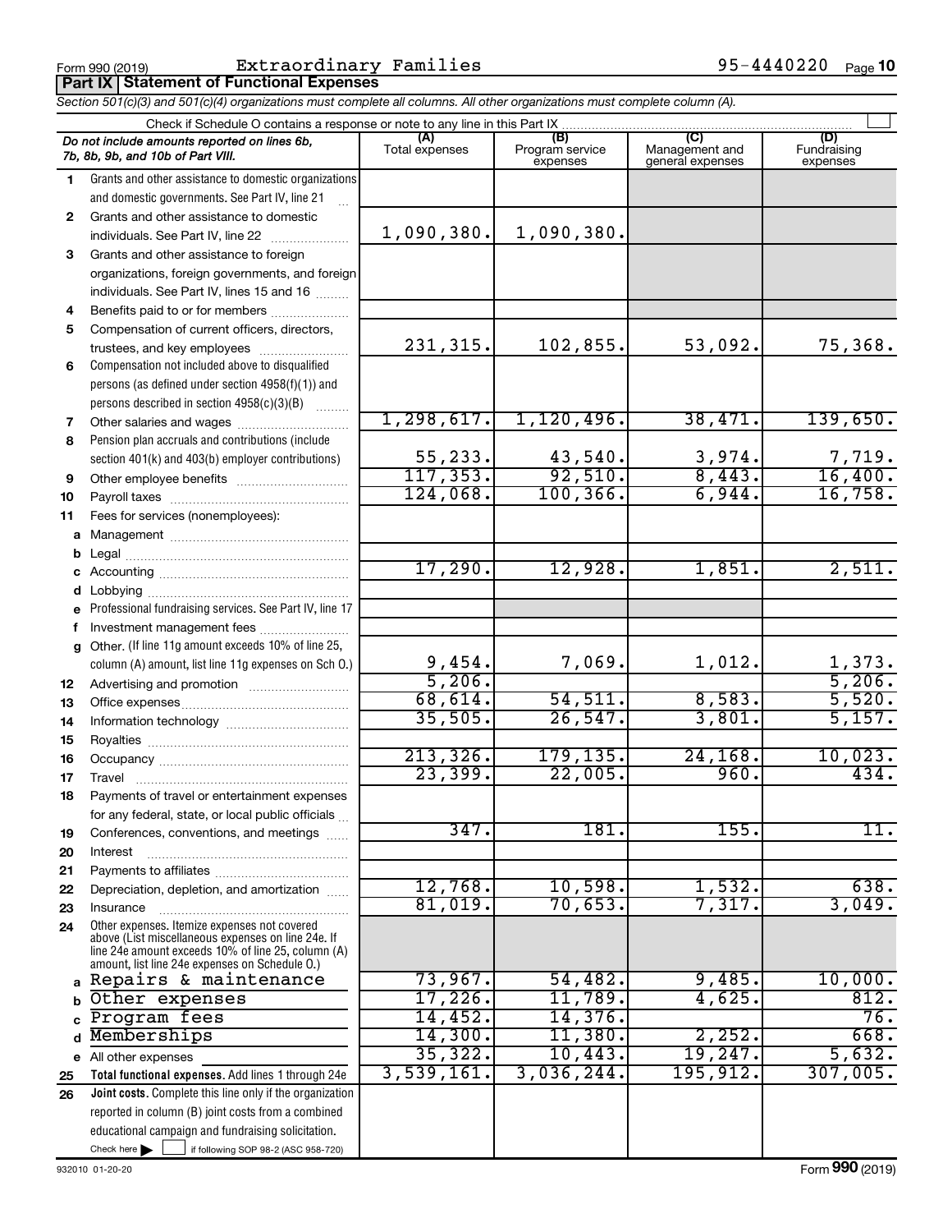Form 990 (2019) Extraordinary Families 95-4440220 Page 10

**Part IX Statement of Functional Expenses**

*Section 501(c)(3) and 501(c)(4) organizations must complete all columns. All other organizations must complete column (A).*

Check if Schedule O contains a response or note to any line in this Part IX

| | *Do not include amounts reported on lines 6b, 7b, 8b, 9b, and 10b of Part VIII.* | (A) Total expenses | (B) Program service expenses | (C) Management and general expenses | (D) Fundraising expenses |
|---|---|---|---|---|---|
| 1 | Grants and other assistance to domestic organizations and domestic governments. See Part IV, line 21 | | | | |
| 2 | Grants and other assistance to domestic individuals. See Part IV, line 22 | 1,090,380. | 1,090,380. | | |
| 3 | Grants and other assistance to foreign organizations, foreign governments, and foreign individuals. See Part IV, lines 15 and 16 | | | | |
| 4 | Benefits paid to or for members | | | | |
| 5 | Compensation of current officers, directors, trustees, and key employees | 231,315. | 102,855. | 53,092. | 75,368. |
| 6 | Compensation not included above to disqualified persons (as defined under section 4958(f)(1)) and persons described in section 4958(c)(3)(B) | | | | |
| 7 | Other salaries and wages | 1,298,617. | 1,120,496. | 38,471. | 139,650. |
| 8 | Pension plan accruals and contributions (include section 401(k) and 403(b) employer contributions) | 55,233. | 43,540. | 3,974. | 7,719. |
| 9 | Other employee benefits | 117,353. | 92,510. | 8,443. | 16,400. |
| 10 | Payroll taxes | 124,068. | 100,366. | 6,944. | 16,758. |
| 11 | Fees for services (nonemployees): | | | | |
| a | Management | | | | |
| b | Legal | | | | |
| c | Accounting | 17,290. | 12,928. | 1,851. | 2,511. |
| d | Lobbying | | | | |
| e | Professional fundraising services. See Part IV, line 17 | | | | |
| f | Investment management fees | | | | |
| g | Other. (If line 11g amount exceeds 10% of line 25, column (A) amount, list line 11g expenses on Sch O.) | 9,454. | 7,069. | 1,012. | 1,373. |
| 12 | Advertising and promotion | 5,206. | | | 5,206. |
| 13 | Office expenses | 68,614. | 54,511. | 8,583. | 5,520. |
| 14 | Information technology | 35,505. | 26,547. | 3,801. | 5,157. |
| 15 | Royalties | | | | |
| 16 | Occupancy | 213,326. | 179,135. | 24,168. | 10,023. |
| 17 | Travel | 23,399. | 22,005. | 960. | 434. |
| 18 | Payments of travel or entertainment expenses for any federal, state, or local public officials | | | | |
| 19 | Conferences, conventions, and meetings | 347. | 181. | 155. | 11. |
| 20 | Interest | | | | |
| 21 | Payments to affiliates | | | | |
| 22 | Depreciation, depletion, and amortization | 12,768. | 10,598. | 1,532. | 638. |
| 23 | Insurance | 81,019. | 70,653. | 7,317. | 3,049. |
| 24 | Other expenses. Itemize expenses not covered above (List miscellaneous expenses on line 24e. If line 24e amount exceeds 10% of line 25, column (A) amount, list line 24e expenses on Schedule O.) | | | | |
| a | Repairs & maintenance | 73,967. | 54,482. | 9,485. | 10,000. |
| b | Other expenses | 17,226. | 11,789. | 4,625. | 812. |
| c | Program fees | 14,452. | 14,376. | | 76. |
| d | Memberships | 14,300. | 11,380. | 2,252. | 668. |
| e | All other expenses | 35,322. | 10,443. | 19,247. | 5,632. |
| 25 | **Total functional expenses.** Add lines 1 through 24e | 3,539,161. | 3,036,244. | 195,912. | 307,005. |
| 26 | **Joint costs.** Complete this line only if the organization reported in column (B) joint costs from a combined educational campaign and fundraising solicitation. Check here ☐ if following SOP 98-2 (ASC 958-720) | | | | |

932010 01-20-20 Form **990** (2019)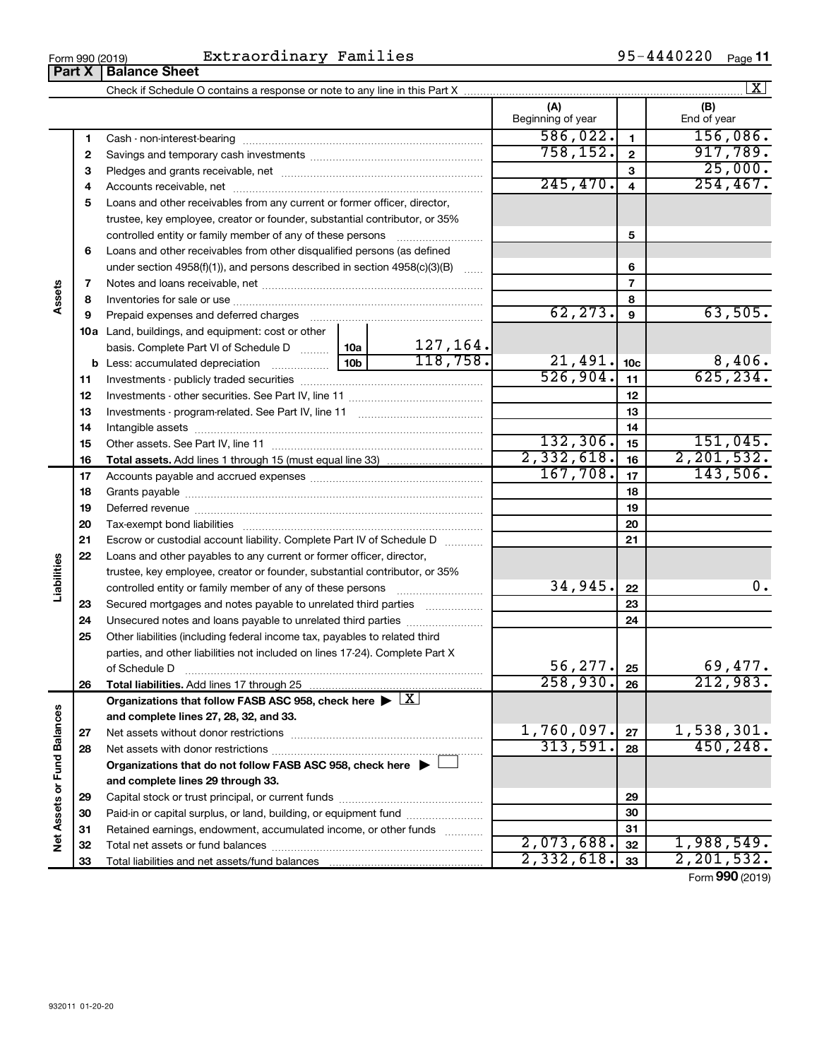Form 990 (2019) Extraordinary Families 95-4440220 Page 11

## Part X Balance Sheet

Check if Schedule O contains a response or note to any line in this Part X ..... [X]

| | | | | (A) Beginning of year | | (B) End of year |
|---|---|---|---|---|---|---|
| **Assets** | 1 | Cash - non-interest-bearing | | 586,022. | 1 | 156,086. |
| | 2 | Savings and temporary cash investments | | 758,152. | 2 | 917,789. |
| | 3 | Pledges and grants receivable, net | | | 3 | 25,000. |
| | 4 | Accounts receivable, net | | 245,470. | 4 | 254,467. |
| | 5 | Loans and other receivables from any current or former officer, director, trustee, key employee, creator or founder, substantial contributor, or 35% controlled entity or family member of any of these persons | | | 5 | |
| | 6 | Loans and other receivables from other disqualified persons (as defined under section 4958(f)(1)), and persons described in section 4958(c)(3)(B) | | | 6 | |
| | 7 | Notes and loans receivable, net | | | 7 | |
| | 8 | Inventories for sale or use | | | 8 | |
| | 9 | Prepaid expenses and deferred charges | | 62,273. | 9 | 63,505. |
| | 10a | Land, buildings, and equipment: cost or other basis. Complete Part VI of Schedule D | 10a 127,164. | | | |
| | b | Less: accumulated depreciation | 10b 118,758. | 21,491. | 10c | 8,406. |
| | 11 | Investments - publicly traded securities | | 526,904. | 11 | 625,234. |
| | 12 | Investments - other securities. See Part IV, line 11 | | | 12 | |
| | 13 | Investments - program-related. See Part IV, line 11 | | | 13 | |
| | 14 | Intangible assets | | | 14 | |
| | 15 | Other assets. See Part IV, line 11 | | 132,306. | 15 | 151,045. |
| | 16 | **Total assets.** Add lines 1 through 15 (must equal line 33) | | 2,332,618. | 16 | 2,201,532. |
| **Liabilities** | 17 | Accounts payable and accrued expenses | | 167,708. | 17 | 143,506. |
| | 18 | Grants payable | | | 18 | |
| | 19 | Deferred revenue | | | 19 | |
| | 20 | Tax-exempt bond liabilities | | | 20 | |
| | 21 | Escrow or custodial account liability. Complete Part IV of Schedule D | | | 21 | |
| | 22 | Loans and other payables to any current or former officer, director, trustee, key employee, creator or founder, substantial contributor, or 35% controlled entity or family member of any of these persons | | 34,945. | 22 | 0. |
| | 23 | Secured mortgages and notes payable to unrelated third parties | | | 23 | |
| | 24 | Unsecured notes and loans payable to unrelated third parties | | | 24 | |
| | 25 | Other liabilities (including federal income tax, payables to related third parties, and other liabilities not included on lines 17-24). Complete Part X of Schedule D | | 56,277. | 25 | 69,477. |
| | 26 | **Total liabilities.** Add lines 17 through 25 | | 258,930. | 26 | 212,983. |
| **Net Assets or Fund Balances** | | **Organizations that follow FASB ASC 958, check here ▶ [X] and complete lines 27, 28, 32, and 33.** | | | | |
| | 27 | Net assets without donor restrictions | | 1,760,097. | 27 | 1,538,301. |
| | 28 | Net assets with donor restrictions | | 313,591. | 28 | 450,248. |
| | | **Organizations that do not follow FASB ASC 958, check here ▶ [ ] and complete lines 29 through 33.** | | | | |
| | 29 | Capital stock or trust principal, or current funds | | | 29 | |
| | 30 | Paid-in or capital surplus, or land, building, or equipment fund | | | 30 | |
| | 31 | Retained earnings, endowment, accumulated income, or other funds | | | 31 | |
| | 32 | Total net assets or fund balances | | 2,073,688. | 32 | 1,988,549. |
| | 33 | Total liabilities and net assets/fund balances | | 2,332,618. | 33 | 2,201,532. |

Form **990** (2019)

932011 01-20-20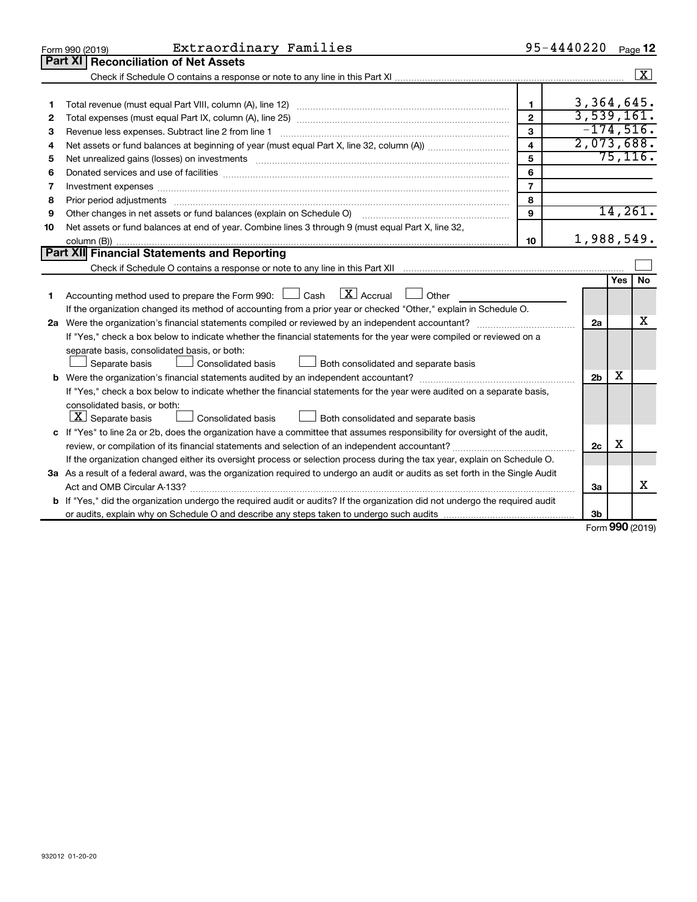Form 990 (2019) Extraordinary Families 95-4440220 Page 12

## Part XI Reconciliation of Net Assets

Check if Schedule O contains a response or note to any line in this Part XI .......... [X]

| | | | |
|---|---|---|---|
| 1 | Total revenue (must equal Part VIII, column (A), line 12) | 1 | 3,364,645. |
| 2 | Total expenses (must equal Part IX, column (A), line 25) | 2 | 3,539,161. |
| 3 | Revenue less expenses. Subtract line 2 from line 1 | 3 | -174,516. |
| 4 | Net assets or fund balances at beginning of year (must equal Part X, line 32, column (A)) | 4 | 2,073,688. |
| 5 | Net unrealized gains (losses) on investments | 5 | 75,116. |
| 6 | Donated services and use of facilities | 6 | |
| 7 | Investment expenses | 7 | |
| 8 | Prior period adjustments | 8 | |
| 9 | Other changes in net assets or fund balances (explain on Schedule O) | 9 | 14,261. |
| 10 | Net assets or fund balances at end of year. Combine lines 3 through 9 (must equal Part X, line 32, column (B)) | 10 | 1,988,549. |

## Part XII Financial Statements and Reporting

Check if Schedule O contains a response or note to any line in this Part XII .......... [ ]

| | | | Yes | No |
|---|---|---|---|---|
| 1 | Accounting method used to prepare the Form 990: [ ] Cash [X] Accrual [ ] Other<br>If the organization changed its method of accounting from a prior year or checked "Other," explain in Schedule O. | | | |
| 2a | Were the organization's financial statements compiled or reviewed by an independent accountant?<br>If "Yes," check a box below to indicate whether the financial statements for the year were compiled or reviewed on a separate basis, consolidated basis, or both:<br>[ ] Separate basis [ ] Consolidated basis [ ] Both consolidated and separate basis | 2a | | X |
| b | Were the organization's financial statements audited by an independent accountant?<br>If "Yes," check a box below to indicate whether the financial statements for the year were audited on a separate basis, consolidated basis, or both:<br>[X] Separate basis [ ] Consolidated basis [ ] Both consolidated and separate basis | 2b | X | |
| c | If "Yes" to line 2a or 2b, does the organization have a committee that assumes responsibility for oversight of the audit, review, or compilation of its financial statements and selection of an independent accountant?<br>If the organization changed either its oversight process or selection process during the tax year, explain on Schedule O. | 2c | X | |
| 3a | As a result of a federal award, was the organization required to undergo an audit or audits as set forth in the Single Audit Act and OMB Circular A-133? | 3a | | X |
| b | If "Yes," did the organization undergo the required audit or audits? If the organization did not undergo the required audit or audits, explain why on Schedule O and describe any steps taken to undergo such audits | 3b | | |

Form 990 (2019)

932012 01-20-20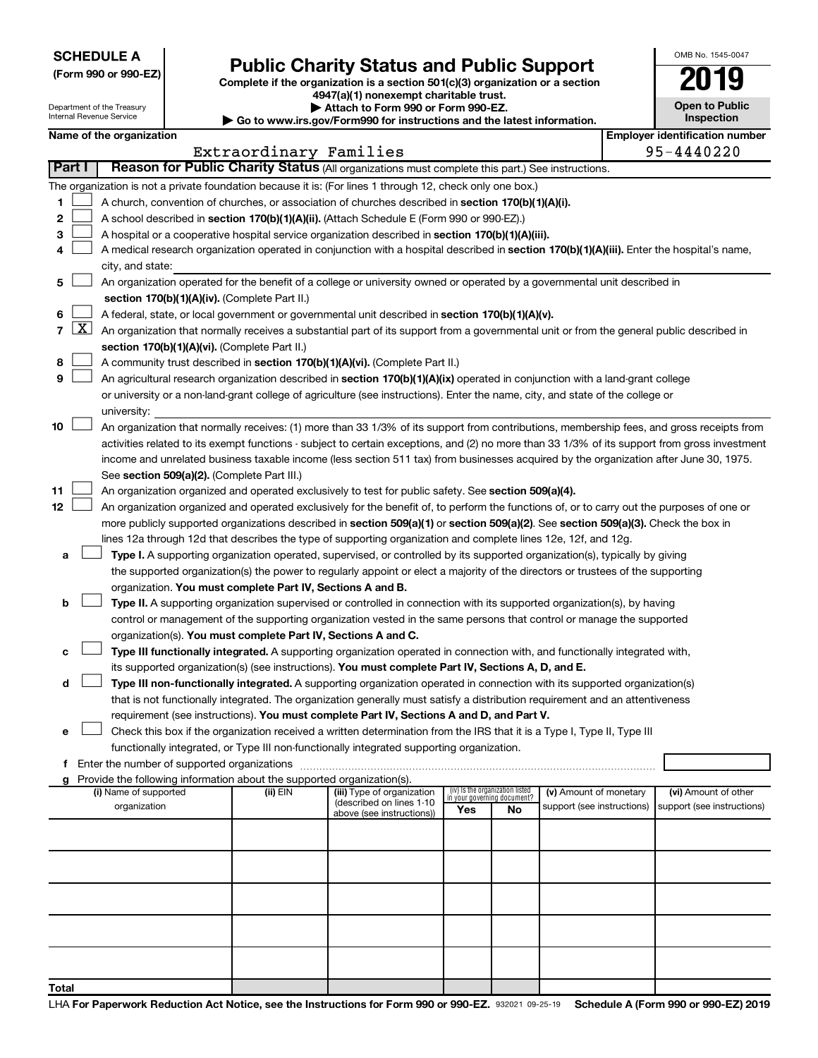**SCHEDULE A**
**(Form 990 or 990-EZ)**

Department of the Treasury
Internal Revenue Service

# Public Charity Status and Public Support

**Complete if the organization is a section 501(c)(3) organization or a section 4947(a)(1) nonexempt charitable trust.**
**▶ Attach to Form 990 or Form 990-EZ.**
**▶ Go to www.irs.gov/Form990 for instructions and the latest information.**

OMB No. 1545-0047

**2019**

**Open to Public Inspection**

**Name of the organization**
Extraordinary Families

**Employer identification number**
95-4440220

## Part I Reason for Public Charity Status (All organizations must complete this part.) See instructions.

The organization is not a private foundation because it is: (For lines 1 through 12, check only one box.)

1 ☐ A church, convention of churches, or association of churches described in **section 170(b)(1)(A)(i).**

2 ☐ A school described in **section 170(b)(1)(A)(ii).** (Attach Schedule E (Form 990 or 990-EZ).)

3 ☐ A hospital or a cooperative hospital service organization described in **section 170(b)(1)(A)(iii).**

4 ☐ A medical research organization operated in conjunction with a hospital described in **section 170(b)(1)(A)(iii).** Enter the hospital's name, city, and state:

5 ☐ An organization operated for the benefit of a college or university owned or operated by a governmental unit described in **section 170(b)(1)(A)(iv).** (Complete Part II.)

6 ☐ A federal, state, or local government or governmental unit described in **section 170(b)(1)(A)(v).**

7 ☒ An organization that normally receives a substantial part of its support from a governmental unit or from the general public described in **section 170(b)(1)(A)(vi).** (Complete Part II.)

8 ☐ A community trust described in **section 170(b)(1)(A)(vi).** (Complete Part II.)

9 ☐ An agricultural research organization described in **section 170(b)(1)(A)(ix)** operated in conjunction with a land-grant college or university or a non-land-grant college of agriculture (see instructions). Enter the name, city, and state of the college or university:

10 ☐ An organization that normally receives: (1) more than 33 1/3% of its support from contributions, membership fees, and gross receipts from activities related to its exempt functions - subject to certain exceptions, and (2) no more than 33 1/3% of its support from gross investment income and unrelated business taxable income (less section 511 tax) from businesses acquired by the organization after June 30, 1975. See **section 509(a)(2).** (Complete Part III.)

11 ☐ An organization organized and operated exclusively to test for public safety. See **section 509(a)(4).**

12 ☐ An organization organized and operated exclusively for the benefit of, to perform the functions of, or to carry out the purposes of one or more publicly supported organizations described in **section 509(a)(1)** or **section 509(a)(2).** See **section 509(a)(3).** Check the box in lines 12a through 12d that describes the type of supporting organization and complete lines 12e, 12f, and 12g.

a ☐ **Type I.** A supporting organization operated, supervised, or controlled by its supported organization(s), typically by giving the supported organization(s) the power to regularly appoint or elect a majority of the directors or trustees of the supporting organization. **You must complete Part IV, Sections A and B.**

b ☐ **Type II.** A supporting organization supervised or controlled in connection with its supported organization(s), by having control or management of the supporting organization vested in the same persons that control or manage the supported organization(s). **You must complete Part IV, Sections A and C.**

c ☐ **Type III functionally integrated.** A supporting organization operated in connection with, and functionally integrated with, its supported organization(s) (see instructions). **You must complete Part IV, Sections A, D, and E.**

d ☐ **Type III non-functionally integrated.** A supporting organization operated in connection with its supported organization(s) that is not functionally integrated. The organization generally must satisfy a distribution requirement and an attentiveness requirement (see instructions). **You must complete Part IV, Sections A and D, and Part V.**

e ☐ Check this box if the organization received a written determination from the IRS that it is a Type I, Type II, Type III functionally integrated, or Type III non-functionally integrated supporting organization.

f Enter the number of supported organizations

g Provide the following information about the supported organization(s).

| (i) Name of supported organization | (ii) EIN | (iii) Type of organization (described on lines 1-10 above (see instructions)) | (iv) Is the organization listed in your governing document? Yes | No | (v) Amount of monetary support (see instructions) | (vi) Amount of other support (see instructions) |
|---|---|---|---|---|---|---|
| | | | | | | |
| | | | | | | |
| | | | | | | |
| | | | | | | |
| | | | | | | |
| **Total** | | | | | | |

LHA **For Paperwork Reduction Act Notice, see the Instructions for Form 990 or 990-EZ.** 932021 09-25-19 **Schedule A (Form 990 or 990-EZ) 2019**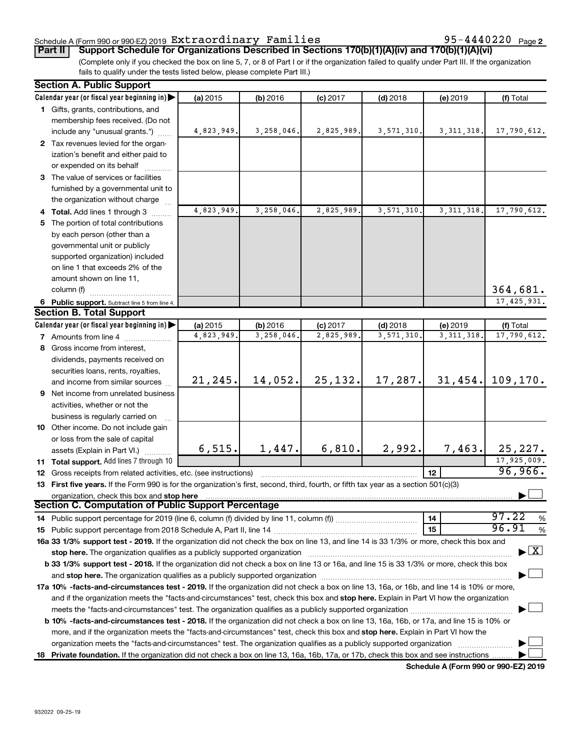Schedule A (Form 990 or 990-EZ) 2019 Extraordinary Families 95-4440220 Page 2

**Part II** **Support Schedule for Organizations Described in Sections 170(b)(1)(A)(iv) and 170(b)(1)(A)(vi)**

(Complete only if you checked the box on line 5, 7, or 8 of Part I or if the organization failed to qualify under Part III. If the organization fails to qualify under the tests listed below, please complete Part III.)

## Section A. Public Support

| Calendar year (or fiscal year beginning in) ▶ | (a) 2015 | (b) 2016 | (c) 2017 | (d) 2018 | (e) 2019 | (f) Total |
|---|---|---|---|---|---|---|
| **1** Gifts, grants, contributions, and membership fees received. (Do not include any "unusual grants.") | 4,823,949. | 3,258,046. | 2,825,989. | 3,571,310. | 3,311,318. | 17,790,612. |
| **2** Tax revenues levied for the organization's benefit and either paid to or expended on its behalf | | | | | | |
| **3** The value of services or facilities furnished by a governmental unit to the organization without charge | | | | | | |
| **4 Total.** Add lines 1 through 3 | 4,823,949. | 3,258,046. | 2,825,989. | 3,571,310. | 3,311,318. | 17,790,612. |
| **5** The portion of total contributions by each person (other than a governmental unit or publicly supported organization) included on line 1 that exceeds 2% of the amount shown on line 11, column (f) | | | | | | 364,681. |
| **6 Public support.** Subtract line 5 from line 4. | | | | | | 17,425,931. |

## Section B. Total Support

| Calendar year (or fiscal year beginning in) ▶ | (a) 2015 | (b) 2016 | (c) 2017 | (d) 2018 | (e) 2019 | (f) Total |
|---|---|---|---|---|---|---|
| **7** Amounts from line 4 | 4,823,949. | 3,258,046. | 2,825,989. | 3,571,310. | 3,311,318. | 17,790,612. |
| **8** Gross income from interest, dividends, payments received on securities loans, rents, royalties, and income from similar sources | 21,245. | 14,052. | 25,132. | 17,287. | 31,454. | 109,170. |
| **9** Net income from unrelated business activities, whether or not the business is regularly carried on | | | | | | |
| **10** Other income. Do not include gain or loss from the sale of capital assets (Explain in Part VI.) | 6,515. | 1,447. | 6,810. | 2,992. | 7,463. | 25,227. |
| **11 Total support.** Add lines 7 through 10 | | | | | | 17,925,009. |

**12** Gross receipts from related activities, etc. (see instructions) | **12** | 96,966.

**13 First five years.** If the Form 990 is for the organization's first, second, third, fourth, or fifth tax year as a section 501(c)(3) organization, check this box and **stop here** ▶ ☐

## Section C. Computation of Public Support Percentage

**14** Public support percentage for 2019 (line 6, column (f) divided by line 11, column (f)) | **14** | 97.22 %

**15** Public support percentage from 2018 Schedule A, Part II, line 14 | **15** | 96.91 %

**16a 33 1/3% support test - 2019.** If the organization did not check the box on line 13, and line 14 is 33 1/3% or more, check this box and **stop here.** The organization qualifies as a publicly supported organization ▶ ☒

**b 33 1/3% support test - 2018.** If the organization did not check a box on line 13 or 16a, and line 15 is 33 1/3% or more, check this box and **stop here.** The organization qualifies as a publicly supported organization ▶ ☐

**17a 10% -facts-and-circumstances test - 2019.** If the organization did not check a box on line 13, 16a, or 16b, and line 14 is 10% or more, and if the organization meets the "facts-and-circumstances" test, check this box and **stop here.** Explain in Part VI how the organization meets the "facts-and-circumstances" test. The organization qualifies as a publicly supported organization ▶ ☐

**b 10% -facts-and-circumstances test - 2018.** If the organization did not check a box on line 13, 16a, 16b, or 17a, and line 15 is 10% or more, and if the organization meets the "facts-and-circumstances" test, check this box and **stop here.** Explain in Part VI how the organization meets the "facts-and-circumstances" test. The organization qualifies as a publicly supported organization ▶ ☐

**18 Private foundation.** If the organization did not check a box on line 13, 16a, 16b, 17a, or 17b, check this box and see instructions ▶ ☐

**Schedule A (Form 990 or 990-EZ) 2019**

932022 09-25-19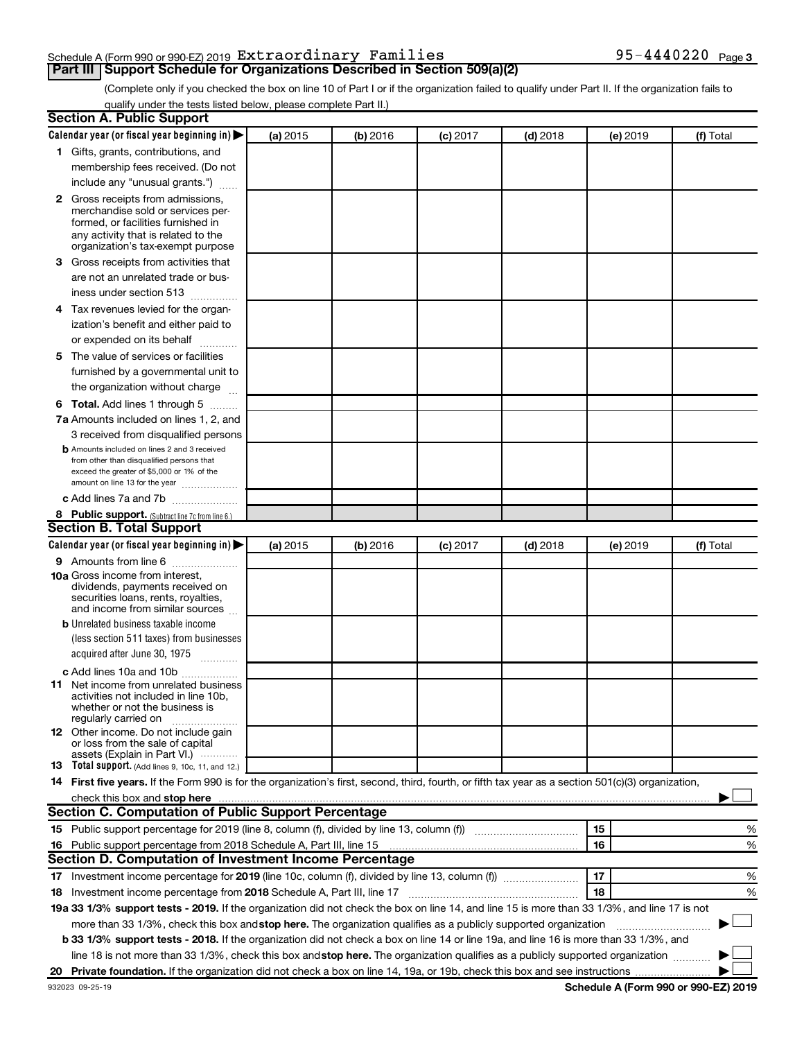Schedule A (Form 990 or 990-EZ) 2019 Extraordinary Families 95-4440220 Page 3

## Part III Support Schedule for Organizations Described in Section 509(a)(2)

(Complete only if you checked the box on line 10 of Part I or if the organization failed to qualify under Part II. If the organization fails to qualify under the tests listed below, please complete Part II.)

### Section A. Public Support

| Calendar year (or fiscal year beginning in) ▶ | (a) 2015 | (b) 2016 | (c) 2017 | (d) 2018 | (e) 2019 | (f) Total |
|---|---|---|---|---|---|---|
| 1 Gifts, grants, contributions, and membership fees received. (Do not include any "unusual grants.") | | | | | | |
| 2 Gross receipts from admissions, merchandise sold or services performed, or facilities furnished in any activity that is related to the organization's tax-exempt purpose | | | | | | |
| 3 Gross receipts from activities that are not an unrelated trade or business under section 513 | | | | | | |
| 4 Tax revenues levied for the organization's benefit and either paid to or expended on its behalf | | | | | | |
| 5 The value of services or facilities furnished by a governmental unit to the organization without charge | | | | | | |
| 6 Total. Add lines 1 through 5 | | | | | | |
| 7a Amounts included on lines 1, 2, and 3 received from disqualified persons | | | | | | |
| b Amounts included on lines 2 and 3 received from other than disqualified persons that exceed the greater of $5,000 or 1% of the amount on line 13 for the year | | | | | | |
| c Add lines 7a and 7b | | | | | | |
| 8 Public support. (Subtract line 7c from line 6.) | | | | | | |

### Section B. Total Support

| Calendar year (or fiscal year beginning in) ▶ | (a) 2015 | (b) 2016 | (c) 2017 | (d) 2018 | (e) 2019 | (f) Total |
|---|---|---|---|---|---|---|
| 9 Amounts from line 6 | | | | | | |
| 10a Gross income from interest, dividends, payments received on securities loans, rents, royalties, and income from similar sources | | | | | | |
| b Unrelated business taxable income (less section 511 taxes) from businesses acquired after June 30, 1975 | | | | | | |
| c Add lines 10a and 10b | | | | | | |
| 11 Net income from unrelated business activities not included in line 10b, whether or not the business is regularly carried on | | | | | | |
| 12 Other income. Do not include gain or loss from the sale of capital assets (Explain in Part VI.) | | | | | | |
| 13 Total support. (Add lines 9, 10c, 11, and 12.) | | | | | | |

14 **First five years.** If the Form 990 is for the organization's first, second, third, fourth, or fifth tax year as a section 501(c)(3) organization, check this box and **stop here** ▶ ☐

### Section C. Computation of Public Support Percentage

| | | | |
|---|---|---|---|
| 15 | Public support percentage for 2019 (line 8, column (f), divided by line 13, column (f)) | 15 | % |
| 16 | Public support percentage from 2018 Schedule A, Part III, line 15 | 16 | % |

### Section D. Computation of Investment Income Percentage

| | | | |
|---|---|---|---|
| 17 | Investment income percentage for **2019** (line 10c, column (f), divided by line 13, column (f)) | 17 | % |
| 18 | Investment income percentage from **2018** Schedule A, Part III, line 17 | 18 | % |

**19a 33 1/3% support tests - 2019.** If the organization did not check the box on line 14, and line 15 is more than 33 1/3%, and line 17 is not more than 33 1/3%, check this box and **stop here.** The organization qualifies as a publicly supported organization ▶ ☐

**b 33 1/3% support tests - 2018.** If the organization did not check a box on line 14 or line 19a, and line 16 is more than 33 1/3%, and line 18 is not more than 33 1/3%, check this box and **stop here.** The organization qualifies as a publicly supported organization ▶ ☐

**20 Private foundation.** If the organization did not check a box on line 14, 19a, or 19b, check this box and see instructions ▶ ☐

932023 09-25-19 **Schedule A (Form 990 or 990-EZ) 2019**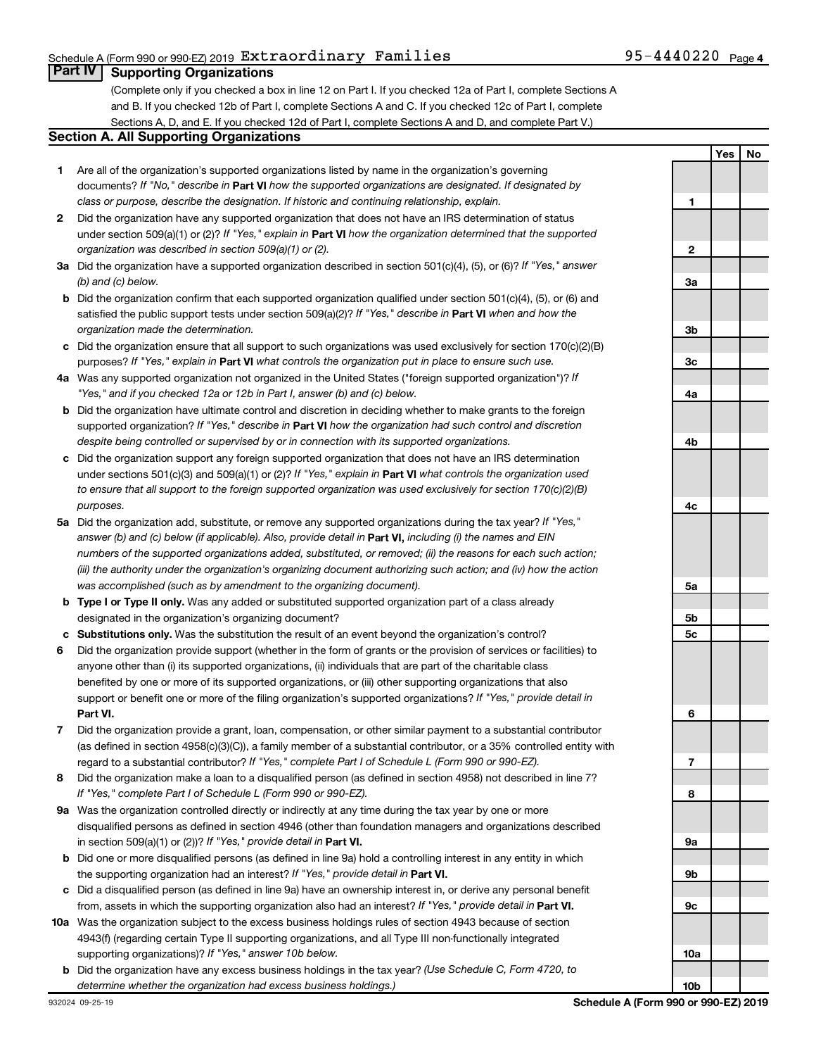Schedule A (Form 990 or 990-EZ) 2019 Extraordinary Families 95-4440220 Page 4

## Part IV Supporting Organizations

(Complete only if you checked a box in line 12 on Part I. If you checked 12a of Part I, complete Sections A and B. If you checked 12b of Part I, complete Sections A and C. If you checked 12c of Part I, complete Sections A, D, and E. If you checked 12d of Part I, complete Sections A and D, and complete Part V.)

### Section A. All Supporting Organizations

| | | | Yes | No |
|---|---|---|---|---|
| **1** | Are all of the organization's supported organizations listed by name in the organization's governing documents? *If "No," describe in* **Part VI** *how the supported organizations are designated. If designated by class or purpose, describe the designation. If historic and continuing relationship, explain.* | 1 | | |
| **2** | Did the organization have any supported organization that does not have an IRS determination of status under section 509(a)(1) or (2)? *If "Yes," explain in* **Part VI** *how the organization determined that the supported organization was described in section 509(a)(1) or (2).* | 2 | | |
| **3a** | Did the organization have a supported organization described in section 501(c)(4), (5), or (6)? *If "Yes," answer (b) and (c) below.* | 3a | | |
| **b** | Did the organization confirm that each supported organization qualified under section 501(c)(4), (5), or (6) and satisfied the public support tests under section 509(a)(2)? *If "Yes," describe in* **Part VI** *when and how the organization made the determination.* | 3b | | |
| **c** | Did the organization ensure that all support to such organizations was used exclusively for section 170(c)(2)(B) purposes? *If "Yes," explain in* **Part VI** *what controls the organization put in place to ensure such use.* | 3c | | |
| **4a** | Was any supported organization not organized in the United States ("foreign supported organization")? *If "Yes," and if you checked 12a or 12b in Part I, answer (b) and (c) below.* | 4a | | |
| **b** | Did the organization have ultimate control and discretion in deciding whether to make grants to the foreign supported organization? *If "Yes," describe in* **Part VI** *how the organization had such control and discretion despite being controlled or supervised by or in connection with its supported organizations.* | 4b | | |
| **c** | Did the organization support any foreign supported organization that does not have an IRS determination under sections 501(c)(3) and 509(a)(1) or (2)? *If "Yes," explain in* **Part VI** *what controls the organization used to ensure that all support to the foreign supported organization was used exclusively for section 170(c)(2)(B) purposes.* | 4c | | |
| **5a** | Did the organization add, substitute, or remove any supported organizations during the tax year? *If "Yes," answer (b) and (c) below (if applicable). Also, provide detail in* **Part VI,** *including (i) the names and EIN numbers of the supported organizations added, substituted, or removed; (ii) the reasons for each such action; (iii) the authority under the organization's organizing document authorizing such action; and (iv) how the action was accomplished (such as by amendment to the organizing document).* | 5a | | |
| **b** | **Type I or Type II only.** Was any added or substituted supported organization part of a class already designated in the organization's organizing document? | 5b | | |
| **c** | **Substitutions only.** Was the substitution the result of an event beyond the organization's control? | 5c | | |
| **6** | Did the organization provide support (whether in the form of grants or the provision of services or facilities) to anyone other than (i) its supported organizations, (ii) individuals that are part of the charitable class benefited by one or more of its supported organizations, or (iii) other supporting organizations that also support or benefit one or more of the filing organization's supported organizations? *If "Yes," provide detail in* **Part VI.** | 6 | | |
| **7** | Did the organization provide a grant, loan, compensation, or other similar payment to a substantial contributor (as defined in section 4958(c)(3)(C)), a family member of a substantial contributor, or a 35% controlled entity with regard to a substantial contributor? *If "Yes," complete Part I of Schedule L (Form 990 or 990-EZ).* | 7 | | |
| **8** | Did the organization make a loan to a disqualified person (as defined in section 4958) not described in line 7? *If "Yes," complete Part I of Schedule L (Form 990 or 990-EZ).* | 8 | | |
| **9a** | Was the organization controlled directly or indirectly at any time during the tax year by one or more disqualified persons as defined in section 4946 (other than foundation managers and organizations described in section 509(a)(1) or (2))? *If "Yes," provide detail in* **Part VI.** | 9a | | |
| **b** | Did one or more disqualified persons (as defined in line 9a) hold a controlling interest in any entity in which the supporting organization had an interest? *If "Yes," provide detail in* **Part VI.** | 9b | | |
| **c** | Did a disqualified person (as defined in line 9a) have an ownership interest in, or derive any personal benefit from, assets in which the supporting organization also had an interest? *If "Yes," provide detail in* **Part VI.** | 9c | | |
| **10a** | Was the organization subject to the excess business holdings rules of section 4943 because of section 4943(f) (regarding certain Type II supporting organizations, and all Type III non-functionally integrated supporting organizations)? *If "Yes," answer 10b below.* | 10a | | |
| **b** | Did the organization have any excess business holdings in the tax year? *(Use Schedule C, Form 4720, to determine whether the organization had excess business holdings.)* | 10b | | |

932024 09-25-19

**Schedule A (Form 990 or 990-EZ) 2019**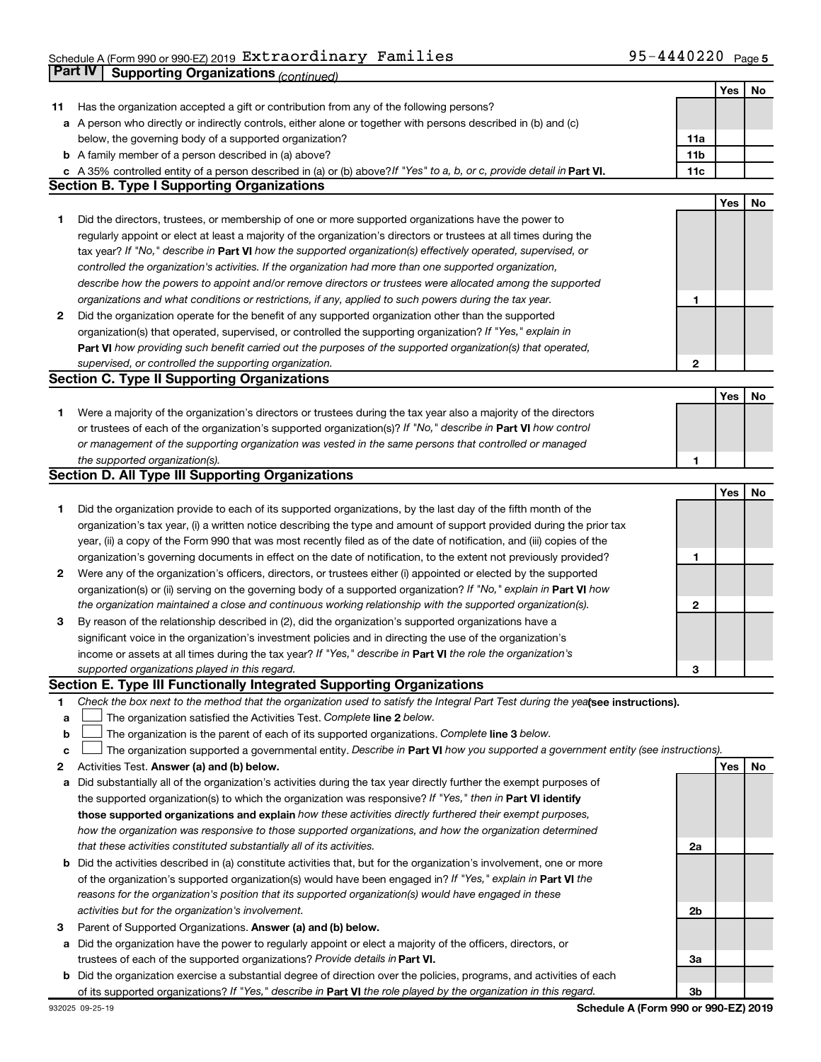Schedule A (Form 990 or 990-EZ) 2019 Extraordinary Families 95-4440220 Page 5

## Part IV Supporting Organizations *(continued)*

| | | | Yes | No |
|---|---|---|---|---|
| **11** | Has the organization accepted a gift or contribution from any of the following persons? | | | |
| **a** | A person who directly or indirectly controls, either alone or together with persons described in (b) and (c) below, the governing body of a supported organization? | **11a** | | |
| **b** | A family member of a person described in (a) above? | **11b** | | |
| **c** | A 35% controlled entity of a person described in (a) or (b) above? *If "Yes" to a, b, or c, provide detail in* **Part VI.** | **11c** | | |

### Section B. Type I Supporting Organizations

| | | | Yes | No |
|---|---|---|---|---|
| **1** | Did the directors, trustees, or membership of one or more supported organizations have the power to regularly appoint or elect at least a majority of the organization's directors or trustees at all times during the tax year? *If "No," describe in* **Part VI** *how the supported organization(s) effectively operated, supervised, or controlled the organization's activities. If the organization had more than one supported organization, describe how the powers to appoint and/or remove directors or trustees were allocated among the supported organizations and what conditions or restrictions, if any, applied to such powers during the tax year.* | **1** | | |
| **2** | Did the organization operate for the benefit of any supported organization other than the supported organization(s) that operated, supervised, or controlled the supporting organization? *If "Yes," explain in* **Part VI** *how providing such benefit carried out the purposes of the supported organization(s) that operated, supervised, or controlled the supporting organization.* | **2** | | |

### Section C. Type II Supporting Organizations

| | | | Yes | No |
|---|---|---|---|---|
| **1** | Were a majority of the organization's directors or trustees during the tax year also a majority of the directors or trustees of each of the organization's supported organization(s)? *If "No," describe in* **Part VI** *how control or management of the supporting organization was vested in the same persons that controlled or managed the supported organization(s).* | **1** | | |

### Section D. All Type III Supporting Organizations

| | | | Yes | No |
|---|---|---|---|---|
| **1** | Did the organization provide to each of its supported organizations, by the last day of the fifth month of the organization's tax year, (i) a written notice describing the type and amount of support provided during the prior tax year, (ii) a copy of the Form 990 that was most recently filed as of the date of notification, and (iii) copies of the organization's governing documents in effect on the date of notification, to the extent not previously provided? | **1** | | |
| **2** | Were any of the organization's officers, directors, or trustees either (i) appointed or elected by the supported organization(s) or (ii) serving on the governing body of a supported organization? *If "No," explain in* **Part VI** *how the organization maintained a close and continuous working relationship with the supported organization(s).* | **2** | | |
| **3** | By reason of the relationship described in (2), did the organization's supported organizations have a significant voice in the organization's investment policies and in directing the use of the organization's income or assets at all times during the tax year? *If "Yes," describe in* **Part VI** *the role the organization's supported organizations played in this regard.* | **3** | | |

### Section E. Type III Functionally Integrated Supporting Organizations

**1** *Check the box next to the method that the organization used to satisfy the Integral Part Test during the year* **(see instructions).**

**a** ☐ The organization satisfied the Activities Test. *Complete* **line 2** *below.*

**b** ☐ The organization is the parent of each of its supported organizations. *Complete* **line 3** *below.*

**c** ☐ The organization supported a governmental entity. *Describe in* **Part VI** *how you supported a government entity (see instructions).*

| | | | Yes | No |
|---|---|---|---|---|
| **2** | Activities Test. **Answer (a) and (b) below.** | | | |
| **a** | Did substantially all of the organization's activities during the tax year directly further the exempt purposes of the supported organization(s) to which the organization was responsive? *If "Yes," then in* **Part VI identify those supported organizations and explain** *how these activities directly furthered their exempt purposes, how the organization was responsive to those supported organizations, and how the organization determined that these activities constituted substantially all of its activities.* | **2a** | | |
| **b** | Did the activities described in (a) constitute activities that, but for the organization's involvement, one or more of the organization's supported organization(s) would have been engaged in? *If "Yes," explain in* **Part VI** *the reasons for the organization's position that its supported organization(s) would have engaged in these activities but for the organization's involvement.* | **2b** | | |
| **3** | Parent of Supported Organizations. **Answer (a) and (b) below.** | | | |
| **a** | Did the organization have the power to regularly appoint or elect a majority of the officers, directors, or trustees of each of the supported organizations? *Provide details in* **Part VI.** | **3a** | | |
| **b** | Did the organization exercise a substantial degree of direction over the policies, programs, and activities of each of its supported organizations? *If "Yes," describe in* **Part VI** *the role played by the organization in this regard.* | **3b** | | |

932025 09-25-19 **Schedule A (Form 990 or 990-EZ) 2019**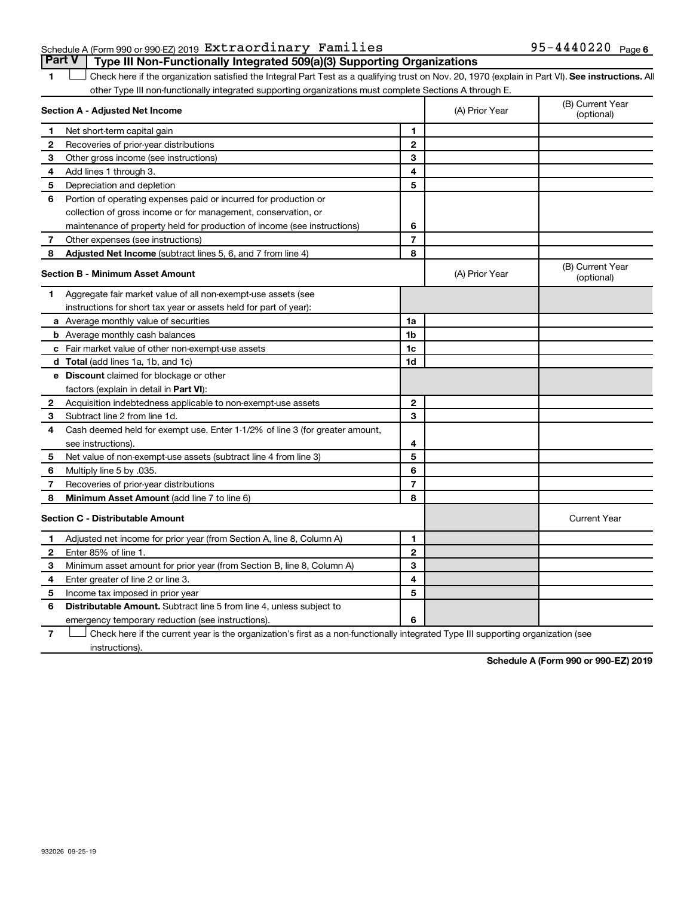Schedule A (Form 990 or 990-EZ) 2019 Extraordinary Families 95-4440220 Page 6

## Part V Type III Non-Functionally Integrated 509(a)(3) Supporting Organizations

1 ☐ Check here if the organization satisfied the Integral Part Test as a qualifying trust on Nov. 20, 1970 (explain in Part VI). **See instructions.** All other Type III non-functionally integrated supporting organizations must complete Sections A through E.

| **Section A - Adjusted Net Income** | | | (A) Prior Year | (B) Current Year (optional) |
|---|---|---|---|---|
| 1 | Net short-term capital gain | 1 | | |
| 2 | Recoveries of prior-year distributions | 2 | | |
| 3 | Other gross income (see instructions) | 3 | | |
| 4 | Add lines 1 through 3. | 4 | | |
| 5 | Depreciation and depletion | 5 | | |
| 6 | Portion of operating expenses paid or incurred for production or collection of gross income or for management, conservation, or maintenance of property held for production of income (see instructions) | 6 | | |
| 7 | Other expenses (see instructions) | 7 | | |
| 8 | **Adjusted Net Income** (subtract lines 5, 6, and 7 from line 4) | 8 | | |

| **Section B - Minimum Asset Amount** | | | (A) Prior Year | (B) Current Year (optional) |
|---|---|---|---|---|
| 1 | Aggregate fair market value of all non-exempt-use assets (see instructions for short tax year or assets held for part of year): | | | |
| a | Average monthly value of securities | 1a | | |
| b | Average monthly cash balances | 1b | | |
| c | Fair market value of other non-exempt-use assets | 1c | | |
| d | **Total** (add lines 1a, 1b, and 1c) | 1d | | |
| e | **Discount** claimed for blockage or other factors (explain in detail in **Part VI**): | | | |
| 2 | Acquisition indebtedness applicable to non-exempt-use assets | 2 | | |
| 3 | Subtract line 2 from line 1d. | 3 | | |
| 4 | Cash deemed held for exempt use. Enter 1-1/2% of line 3 (for greater amount, see instructions). | 4 | | |
| 5 | Net value of non-exempt-use assets (subtract line 4 from line 3) | 5 | | |
| 6 | Multiply line 5 by .035. | 6 | | |
| 7 | Recoveries of prior-year distributions | 7 | | |
| 8 | **Minimum Asset Amount** (add line 7 to line 6) | 8 | | |

| **Section C - Distributable Amount** | | | | Current Year |
|---|---|---|---|---|
| 1 | Adjusted net income for prior year (from Section A, line 8, Column A) | 1 | | |
| 2 | Enter 85% of line 1. | 2 | | |
| 3 | Minimum asset amount for prior year (from Section B, line 8, Column A) | 3 | | |
| 4 | Enter greater of line 2 or line 3. | 4 | | |
| 5 | Income tax imposed in prior year | 5 | | |
| 6 | **Distributable Amount.** Subtract line 5 from line 4, unless subject to emergency temporary reduction (see instructions). | 6 | | |

7 ☐ Check here if the current year is the organization's first as a non-functionally integrated Type III supporting organization (see instructions).

**Schedule A (Form 990 or 990-EZ) 2019**

932026 09-25-19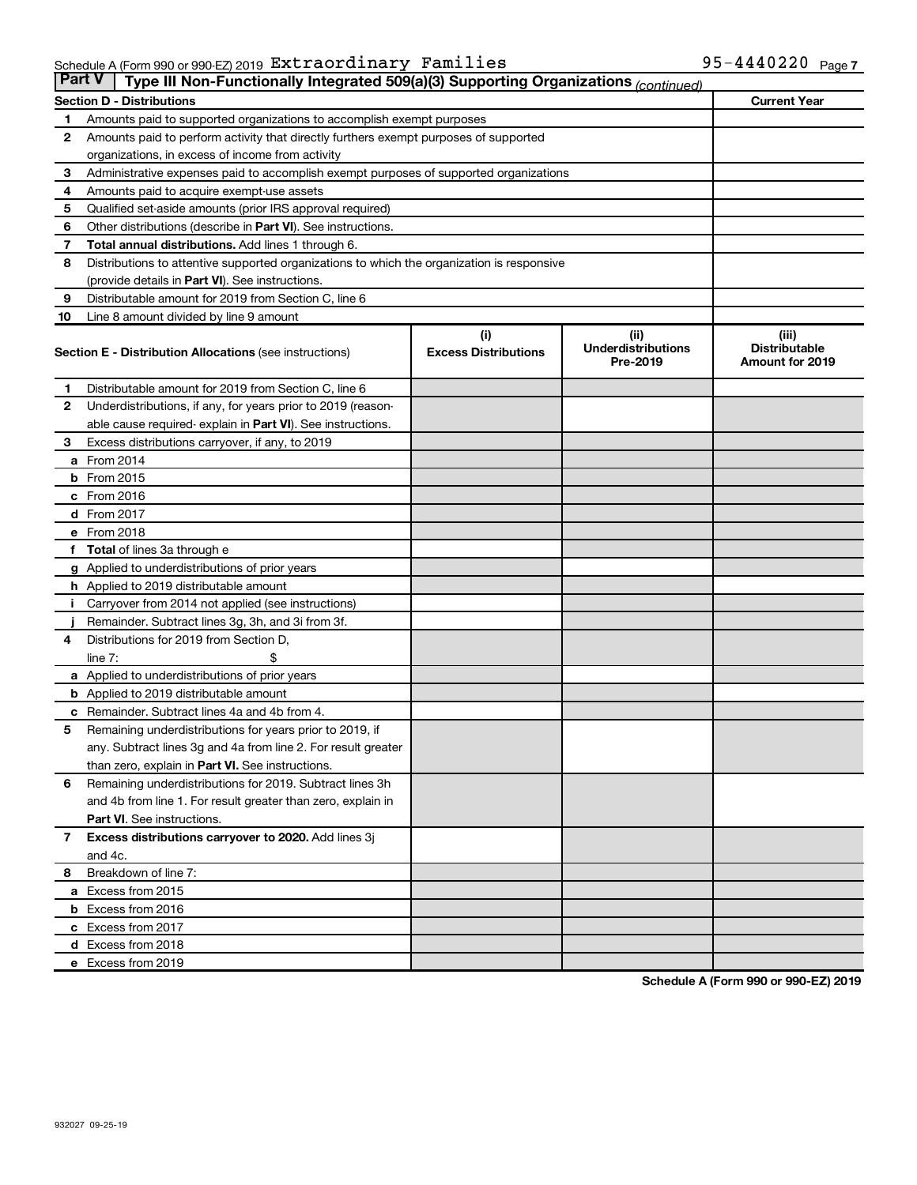Schedule A (Form 990 or 990-EZ) 2019 Extraordinary Families 95-4440220 Page 7

**Part V** | **Type III Non-Functionally Integrated 509(a)(3) Supporting Organizations** *(continued)*

| **Section D - Distributions** | **Current Year** |
|---|---|
| **1** Amounts paid to supported organizations to accomplish exempt purposes | |
| **2** Amounts paid to perform activity that directly furthers exempt purposes of supported organizations, in excess of income from activity | |
| **3** Administrative expenses paid to accomplish exempt purposes of supported organizations | |
| **4** Amounts paid to acquire exempt-use assets | |
| **5** Qualified set-aside amounts (prior IRS approval required) | |
| **6** Other distributions (describe in **Part VI**). See instructions. | |
| **7** **Total annual distributions.** Add lines 1 through 6. | |
| **8** Distributions to attentive supported organizations to which the organization is responsive (provide details in **Part VI**). See instructions. | |
| **9** Distributable amount for 2019 from Section C, line 6 | |
| **10** Line 8 amount divided by line 9 amount | |

| **Section E - Distribution Allocations** (see instructions) | **(i) Excess Distributions** | **(ii) Underdistributions Pre-2019** | **(iii) Distributable Amount for 2019** |
|---|---|---|---|
| **1** Distributable amount for 2019 from Section C, line 6 | | | |
| **2** Underdistributions, if any, for years prior to 2019 (reasonable cause required- explain in **Part VI**). See instructions. | | | |
| **3** Excess distributions carryover, if any, to 2019 | | | |
| **a** From 2014 | | | |
| **b** From 2015 | | | |
| **c** From 2016 | | | |
| **d** From 2017 | | | |
| **e** From 2018 | | | |
| **f** **Total** of lines 3a through e | | | |
| **g** Applied to underdistributions of prior years | | | |
| **h** Applied to 2019 distributable amount | | | |
| **i** Carryover from 2014 not applied (see instructions) | | | |
| **j** Remainder. Subtract lines 3g, 3h, and 3i from 3f. | | | |
| **4** Distributions for 2019 from Section D, line 7: $ | | | |
| **a** Applied to underdistributions of prior years | | | |
| **b** Applied to 2019 distributable amount | | | |
| **c** Remainder. Subtract lines 4a and 4b from 4. | | | |
| **5** Remaining underdistributions for years prior to 2019, if any. Subtract lines 3g and 4a from line 2. For result greater than zero, explain in **Part VI.** See instructions. | | | |
| **6** Remaining underdistributions for 2019. Subtract lines 3h and 4b from line 1. For result greater than zero, explain in **Part VI**. See instructions. | | | |
| **7** **Excess distributions carryover to 2020.** Add lines 3j and 4c. | | | |
| **8** Breakdown of line 7: | | | |
| **a** Excess from 2015 | | | |
| **b** Excess from 2016 | | | |
| **c** Excess from 2017 | | | |
| **d** Excess from 2018 | | | |
| **e** Excess from 2019 | | | |

**Schedule A (Form 990 or 990-EZ) 2019**

932027 09-25-19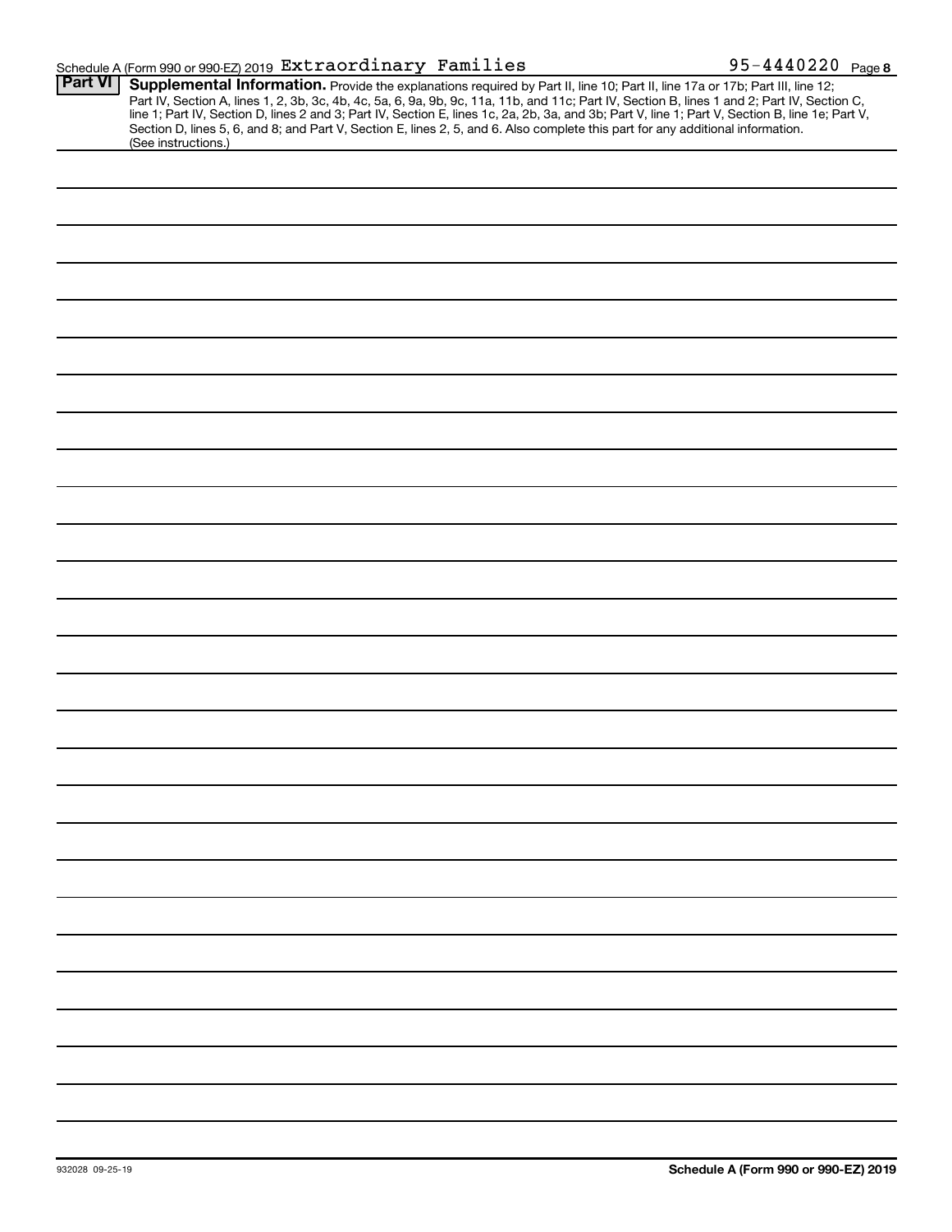Schedule A (Form 990 or 990-EZ) 2019 Extraordinary Families 95-4440220 Page 8

## Part VI Supplemental Information.

Provide the explanations required by Part II, line 10; Part II, line 17a or 17b; Part III, line 12; Part IV, Section A, lines 1, 2, 3b, 3c, 4b, 4c, 5a, 6, 9a, 9b, 9c, 11a, 11b, and 11c; Part IV, Section B, lines 1 and 2; Part IV, Section C, line 1; Part IV, Section D, lines 2 and 3; Part IV, Section E, lines 1c, 2a, 2b, 3a, and 3b; Part V, line 1; Part V, Section B, line 1e; Part V, Section D, lines 5, 6, and 8; and Part V, Section E, lines 2, 5, and 6. Also complete this part for any additional information. (See instructions.)

932028 09-25-19

**Schedule A (Form 990 or 990-EZ) 2019**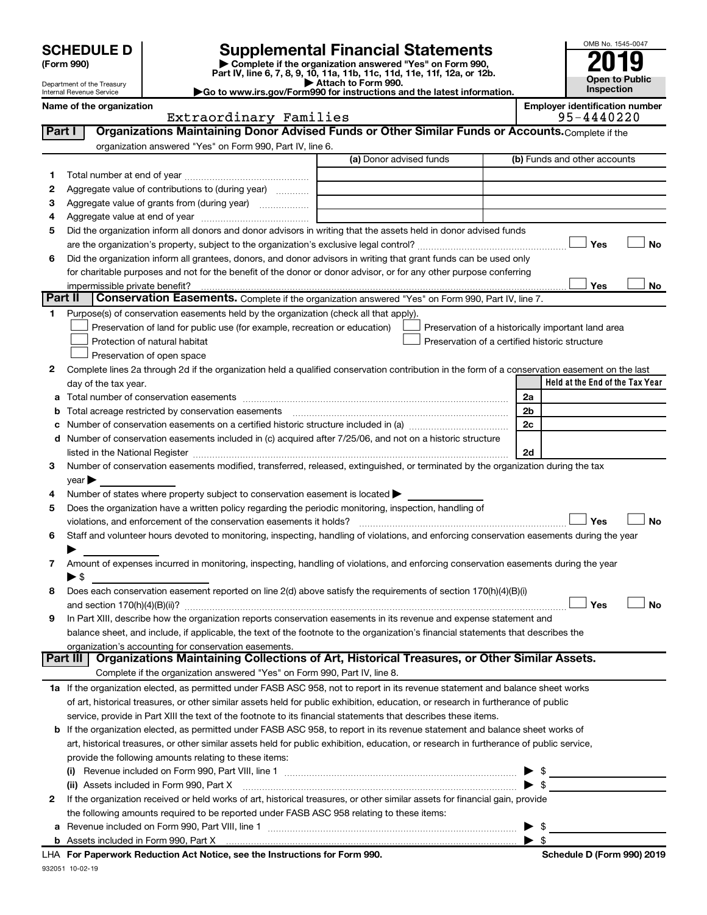# SCHEDULE D (Form 990)

Department of the Treasury
Internal Revenue Service

## Supplemental Financial Statements

▶ Complete if the organization answered "Yes" on Form 990, Part IV, line 6, 7, 8, 9, 10, 11a, 11b, 11c, 11d, 11e, 11f, 12a, or 12b.
▶ Attach to Form 990.
▶Go to www.irs.gov/Form990 for instructions and the latest information.

OMB No. 1545-0047
**2019**
**Open to Public Inspection**

**Name of the organization:** Extraordinary Families
**Employer identification number:** 95-4440220

### Part I — Organizations Maintaining Donor Advised Funds or Other Similar Funds or Accounts. 
Complete if the organization answered "Yes" on Form 990, Part IV, line 6.

| | | (a) Donor advised funds | (b) Funds and other accounts |
|---|---|---|---|
| 1 | Total number at end of year | | |
| 2 | Aggregate value of contributions to (during year) | | |
| 3 | Aggregate value of grants from (during year) | | |
| 4 | Aggregate value at end of year | | |

5 Did the organization inform all donors and donor advisors in writing that the assets held in donor advised funds are the organization's property, subject to the organization's exclusive legal control? ☐ Yes ☐ No

6 Did the organization inform all grantees, donors, and donor advisors in writing that grant funds can be used only for charitable purposes and not for the benefit of the donor or donor advisor, or for any other purpose conferring impermissible private benefit? ☐ Yes ☐ No

### Part II — Conservation Easements. 
Complete if the organization answered "Yes" on Form 990, Part IV, line 7.

1 Purpose(s) of conservation easements held by the organization (check all that apply).
- ☐ Preservation of land for public use (for example, recreation or education)
- ☐ Preservation of a historically important land area
- ☐ Protection of natural habitat
- ☐ Preservation of a certified historic structure
- ☐ Preservation of open space

2 Complete lines 2a through 2d if the organization held a qualified conservation contribution in the form of a conservation easement on the last day of the tax year.

| | | | Held at the End of the Tax Year |
|---|---|---|---|
| a | Total number of conservation easements | 2a | |
| b | Total acreage restricted by conservation easements | 2b | |
| c | Number of conservation easements on a certified historic structure included in (a) | 2c | |
| d | Number of conservation easements included in (c) acquired after 7/25/06, and not on a historic structure listed in the National Register | 2d | |

3 Number of conservation easements modified, transferred, released, extinguished, or terminated by the organization during the tax year ▶

4 Number of states where property subject to conservation easement is located ▶

5 Does the organization have a written policy regarding the periodic monitoring, inspection, handling of violations, and enforcement of the conservation easements it holds? ☐ Yes ☐ No

6 Staff and volunteer hours devoted to monitoring, inspecting, handling of violations, and enforcing conservation easements during the year ▶

7 Amount of expenses incurred in monitoring, inspecting, handling of violations, and enforcing conservation easements during the year ▶ $

8 Does each conservation easement reported on line 2(d) above satisfy the requirements of section 170(h)(4)(B)(i) and section 170(h)(4)(B)(ii)? ☐ Yes ☐ No

9 In Part XIII, describe how the organization reports conservation easements in its revenue and expense statement and balance sheet, and include, if applicable, the text of the footnote to the organization's financial statements that describes the organization's accounting for conservation easements.

### Part III — Organizations Maintaining Collections of Art, Historical Treasures, or Other Similar Assets.
Complete if the organization answered "Yes" on Form 990, Part IV, line 8.

1a If the organization elected, as permitted under FASB ASC 958, not to report in its revenue statement and balance sheet works of art, historical treasures, or other similar assets held for public exhibition, education, or research in furtherance of public service, provide in Part XIII the text of the footnote to its financial statements that describes these items.

b If the organization elected, as permitted under FASB ASC 958, to report in its revenue statement and balance sheet works of art, historical treasures, or other similar assets held for public exhibition, education, or research in furtherance of public service, provide the following amounts relating to these items:

(i) Revenue included on Form 990, Part VIII, line 1 ▶ $

(ii) Assets included in Form 990, Part X ▶ $

2 If the organization received or held works of art, historical treasures, or other similar assets for financial gain, provide the following amounts required to be reported under FASB ASC 958 relating to these items:

a Revenue included on Form 990, Part VIII, line 1 ▶ $

b Assets included in Form 990, Part X ▶ $

LHA For Paperwork Reduction Act Notice, see the Instructions for Form 990. Schedule D (Form 990) 2019

932051 10-02-19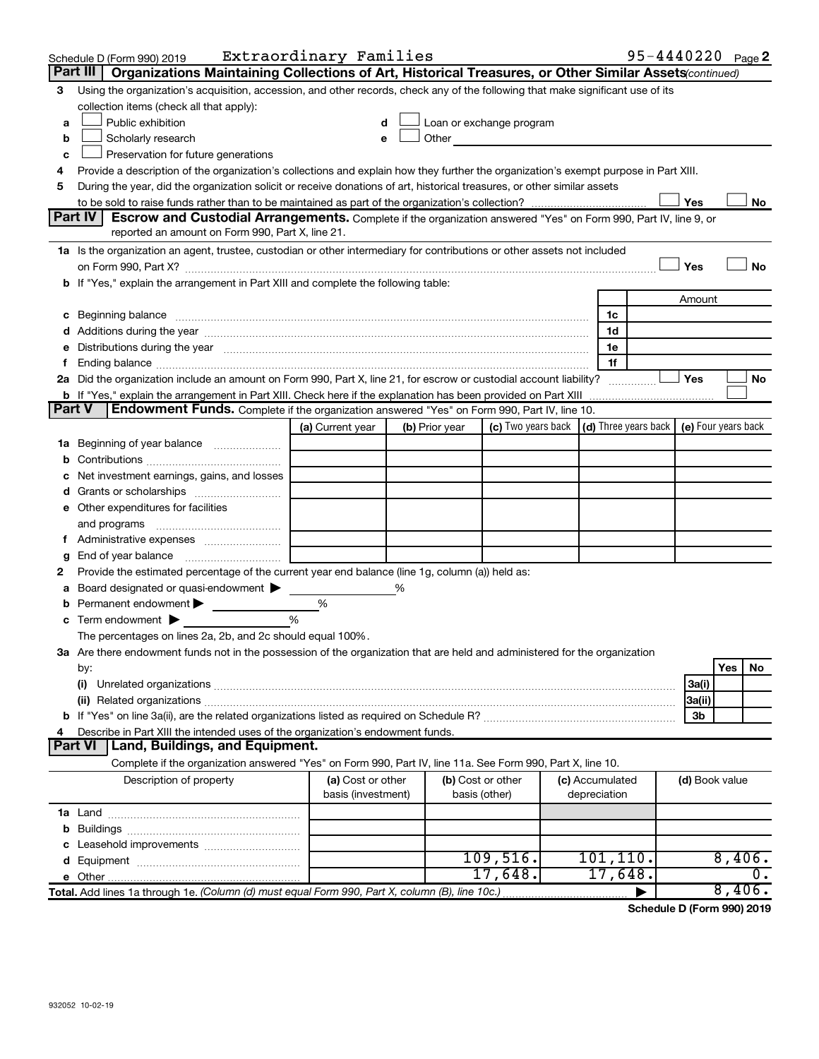Schedule D (Form 990) 2019 Extraordinary Families 95-4440220 Page 2

## Part III | Organizations Maintaining Collections of Art, Historical Treasures, or Other Similar Assets *(continued)*

**3** Using the organization's acquisition, accession, and other records, check any of the following that make significant use of its collection items (check all that apply):

- **a** ☐ Public exhibition
- **b** ☐ Scholarly research
- **c** ☐ Preservation for future generations
- **d** ☐ Loan or exchange program
- **e** ☐ Other

**4** Provide a description of the organization's collections and explain how they further the organization's exempt purpose in Part XIII.

**5** During the year, did the organization solicit or receive donations of art, historical treasures, or other similar assets to be sold to raise funds rather than to be maintained as part of the organization's collection? ☐ Yes ☐ No

## Part IV | Escrow and Custodial Arrangements.

Complete if the organization answered "Yes" on Form 990, Part IV, line 9, or reported an amount on Form 990, Part X, line 21.

**1a** Is the organization an agent, trustee, custodian or other intermediary for contributions or other assets not included on Form 990, Part X? ☐ Yes ☐ No

**b** If "Yes," explain the arrangement in Part XIII and complete the following table:

| | | Amount |
|---|---|---|
| **c** Beginning balance | 1c | |
| **d** Additions during the year | 1d | |
| **e** Distributions during the year | 1e | |
| **f** Ending balance | 1f | |

**2a** Did the organization include an amount on Form 990, Part X, line 21, for escrow or custodial account liability? ☐ Yes ☐ No

**b** If "Yes," explain the arrangement in Part XIII. Check here if the explanation has been provided on Part XIII ☐

## Part V | Endowment Funds.

Complete if the organization answered "Yes" on Form 990, Part IV, line 10.

| | (a) Current year | (b) Prior year | (c) Two years back | (d) Three years back | (e) Four years back |
|---|---|---|---|---|---|
| **1a** Beginning of year balance | | | | | |
| **b** Contributions | | | | | |
| **c** Net investment earnings, gains, and losses | | | | | |
| **d** Grants or scholarships | | | | | |
| **e** Other expenditures for facilities and programs | | | | | |
| **f** Administrative expenses | | | | | |
| **g** End of year balance | | | | | |

**2** Provide the estimated percentage of the current year end balance (line 1g, column (a)) held as:

- **a** Board designated or quasi-endowment ▶ _____ %
- **b** Permanent endowment ▶ _____ %
- **c** Term endowment ▶ _____ %

The percentages on lines 2a, 2b, and 2c should equal 100%.

**3a** Are there endowment funds not in the possession of the organization that are held and administered for the organization by:

| | | Yes | No |
|---|---|---|---|
| **(i)** Unrelated organizations | 3a(i) | | |
| **(ii)** Related organizations | 3a(ii) | | |
| **b** If "Yes" on line 3a(ii), are the related organizations listed as required on Schedule R? | 3b | | |

**4** Describe in Part XIII the intended uses of the organization's endowment funds.

## Part VI | Land, Buildings, and Equipment.

Complete if the organization answered "Yes" on Form 990, Part IV, line 11a. See Form 990, Part X, line 10.

| Description of property | (a) Cost or other basis (investment) | (b) Cost or other basis (other) | (c) Accumulated depreciation | (d) Book value |
|---|---|---|---|---|
| **1a** Land | | | | |
| **b** Buildings | | | | |
| **c** Leasehold improvements | | | | |
| **d** Equipment | | 109,516. | 101,110. | 8,406. |
| **e** Other | | 17,648. | 17,648. | 0. |
| **Total.** Add lines 1a through 1e. *(Column (d) must equal Form 990, Part X, column (B), line 10c.)* ▶ | | | | 8,406. |

**Schedule D (Form 990) 2019**

932052 10-02-19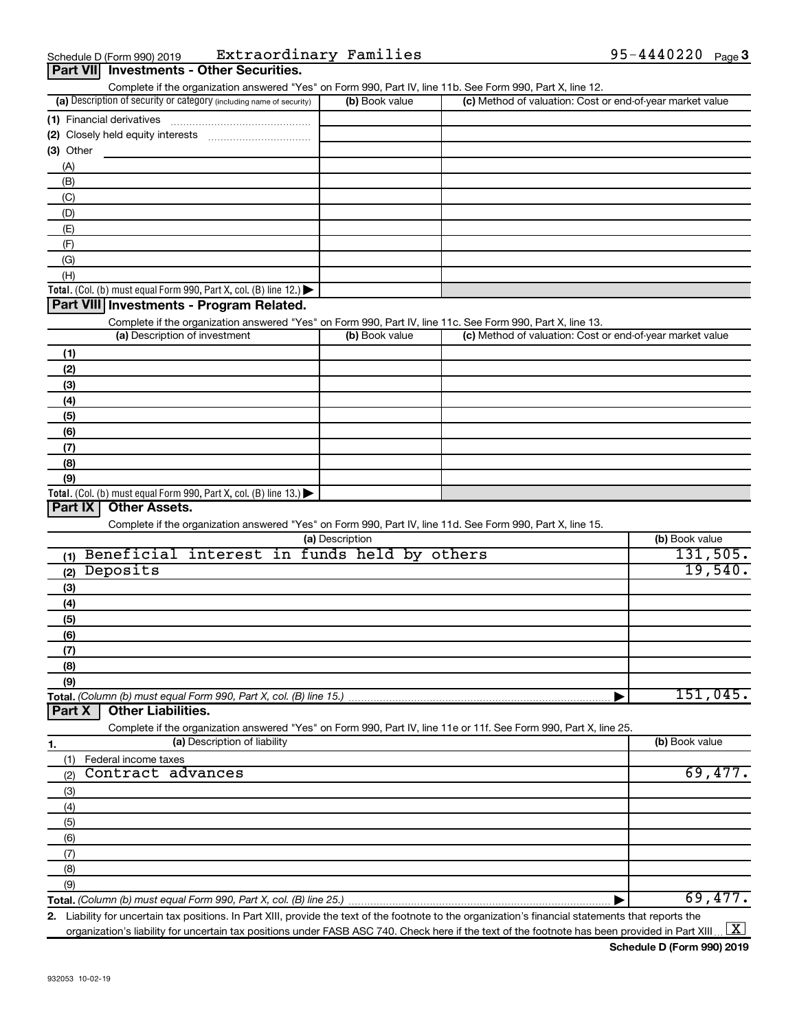Schedule D (Form 990) 2019 Extraordinary Families 95-4440220 Page 3

## Part VII Investments - Other Securities.

Complete if the organization answered "Yes" on Form 990, Part IV, line 11b. See Form 990, Part X, line 12.

| (a) Description of security or category (including name of security) | (b) Book value | (c) Method of valuation: Cost or end-of-year market value |
|---|---|---|
| (1) Financial derivatives | | |
| (2) Closely held equity interests | | |
| (3) Other | | |
| (A) | | |
| (B) | | |
| (C) | | |
| (D) | | |
| (E) | | |
| (F) | | |
| (G) | | |
| (H) | | |
| **Total.** (Col. (b) must equal Form 990, Part X, col. (B) line 12.) | | |

## Part VIII Investments - Program Related.

Complete if the organization answered "Yes" on Form 990, Part IV, line 11c. See Form 990, Part X, line 13.

| (a) Description of investment | (b) Book value | (c) Method of valuation: Cost or end-of-year market value |
|---|---|---|
| (1) | | |
| (2) | | |
| (3) | | |
| (4) | | |
| (5) | | |
| (6) | | |
| (7) | | |
| (8) | | |
| (9) | | |
| **Total.** (Col. (b) must equal Form 990, Part X, col. (B) line 13.) | | |

## Part IX Other Assets.

Complete if the organization answered "Yes" on Form 990, Part IV, line 11d. See Form 990, Part X, line 15.

| (a) Description | (b) Book value |
|---|---|
| (1) Beneficial interest in funds held by others | 131,505. |
| (2) Deposits | 19,540. |
| (3) | |
| (4) | |
| (5) | |
| (6) | |
| (7) | |
| (8) | |
| (9) | |
| **Total.** *(Column (b) must equal Form 990, Part X, col. (B) line 15.)* | 151,045. |

## Part X Other Liabilities.

Complete if the organization answered "Yes" on Form 990, Part IV, line 11e or 11f. See Form 990, Part X, line 25.

| 1. (a) Description of liability | (b) Book value |
|---|---|
| (1) Federal income taxes | |
| (2) Contract advances | 69,477. |
| (3) | |
| (4) | |
| (5) | |
| (6) | |
| (7) | |
| (8) | |
| (9) | |
| **Total.** *(Column (b) must equal Form 990, Part X, col. (B) line 25.)* | 69,477. |

2. Liability for uncertain tax positions. In Part XIII, provide the text of the footnote to the organization's financial statements that reports the organization's liability for uncertain tax positions under FASB ASC 740. Check here if the text of the footnote has been provided in Part XIII [X]

**Schedule D (Form 990) 2019**

932053 10-02-19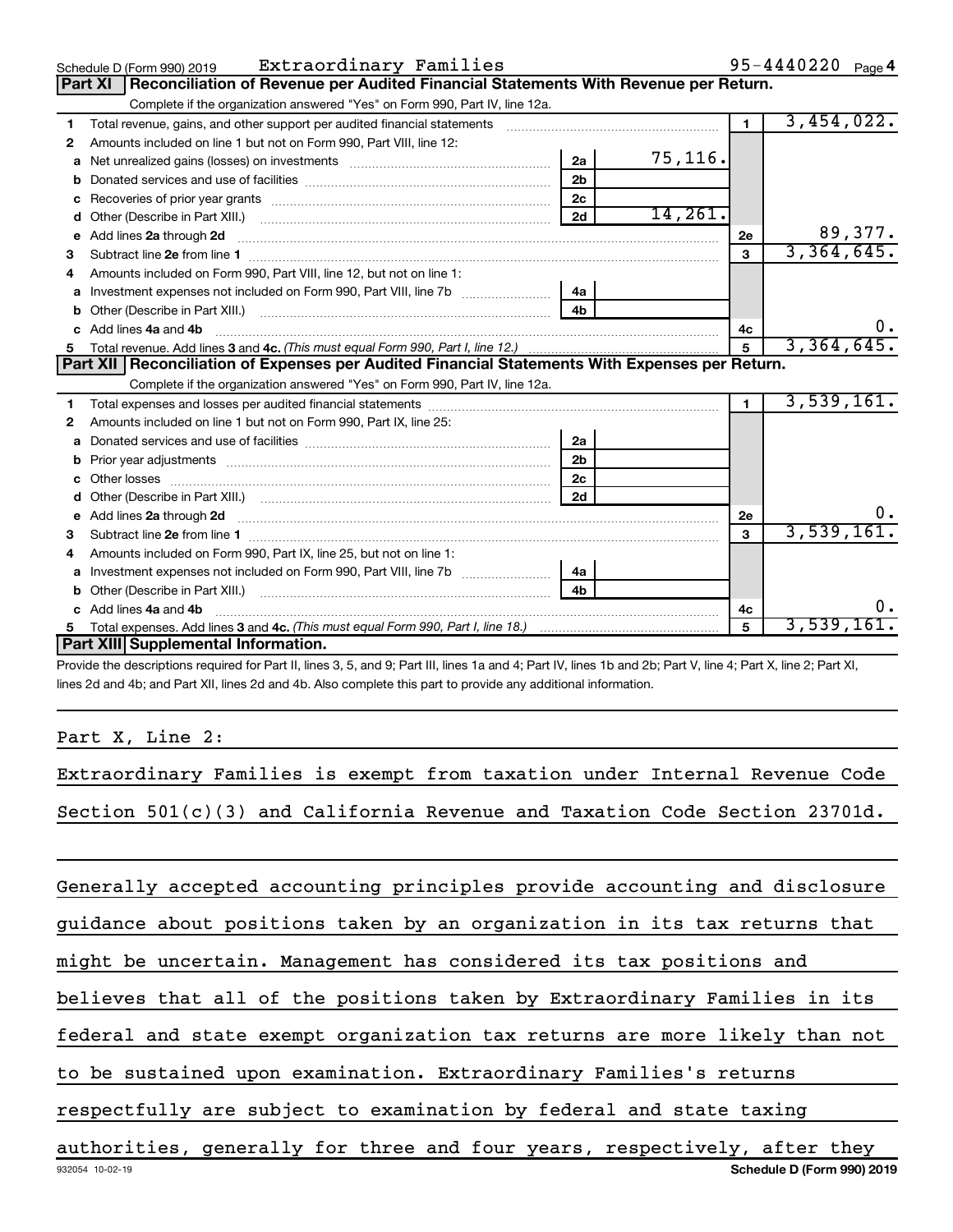Schedule D (Form 990) 2019 Extraordinary Families 95-4440220 Page 4

## Part XI Reconciliation of Revenue per Audited Financial Statements With Revenue per Return.

Complete if the organization answered "Yes" on Form 990, Part IV, line 12a.

| | | | | | |
|---|---|---|---|---|---|
| 1 | Total revenue, gains, and other support per audited financial statements | | | 1 | 3,454,022. |
| 2 | Amounts included on line 1 but not on Form 990, Part VIII, line 12: | | | | |
| a | Net unrealized gains (losses) on investments | 2a | 75,116. | | |
| b | Donated services and use of facilities | 2b | | | |
| c | Recoveries of prior year grants | 2c | | | |
| d | Other (Describe in Part XIII.) | 2d | 14,261. | | |
| e | Add lines 2a through 2d | | | 2e | 89,377. |
| 3 | Subtract line 2e from line 1 | | | 3 | 3,364,645. |
| 4 | Amounts included on Form 990, Part VIII, line 12, but not on line 1: | | | | |
| a | Investment expenses not included on Form 990, Part VIII, line 7b | 4a | | | |
| b | Other (Describe in Part XIII.) | 4b | | | |
| c | Add lines 4a and 4b | | | 4c | 0. |
| 5 | Total revenue. Add lines 3 and 4c. *(This must equal Form 990, Part I, line 12.)* | | | 5 | 3,364,645. |

## Part XII Reconciliation of Expenses per Audited Financial Statements With Expenses per Return.

Complete if the organization answered "Yes" on Form 990, Part IV, line 12a.

| | | | | | |
|---|---|---|---|---|---|
| 1 | Total expenses and losses per audited financial statements | | | 1 | 3,539,161. |
| 2 | Amounts included on line 1 but not on Form 990, Part IX, line 25: | | | | |
| a | Donated services and use of facilities | 2a | | | |
| b | Prior year adjustments | 2b | | | |
| c | Other losses | 2c | | | |
| d | Other (Describe in Part XIII.) | 2d | | | |
| e | Add lines 2a through 2d | | | 2e | 0. |
| 3 | Subtract line 2e from line 1 | | | 3 | 3,539,161. |
| 4 | Amounts included on Form 990, Part IX, line 25, but not on line 1: | | | | |
| a | Investment expenses not included on Form 990, Part VIII, line 7b | 4a | | | |
| b | Other (Describe in Part XIII.) | 4b | | | |
| c | Add lines 4a and 4b | | | 4c | 0. |
| 5 | Total expenses. Add lines 3 and 4c. *(This must equal Form 990, Part I, line 18.)* | | | 5 | 3,539,161. |

## Part XIII Supplemental Information.

Provide the descriptions required for Part II, lines 3, 5, and 9; Part III, lines 1a and 4; Part IV, lines 1b and 2b; Part V, line 4; Part X, line 2; Part XI, lines 2d and 4b; and Part XII, lines 2d and 4b. Also complete this part to provide any additional information.

Part X, Line 2:

Extraordinary Families is exempt from taxation under Internal Revenue Code Section 501(c)(3) and California Revenue and Taxation Code Section 23701d.

Generally accepted accounting principles provide accounting and disclosure guidance about positions taken by an organization in its tax returns that might be uncertain. Management has considered its tax positions and believes that all of the positions taken by Extraordinary Families in its federal and state exempt organization tax returns are more likely than not to be sustained upon examination. Extraordinary Families's returns respectfully are subject to examination by federal and state taxing authorities, generally for three and four years, respectively, after they

932054 10-02-19 Schedule D (Form 990) 2019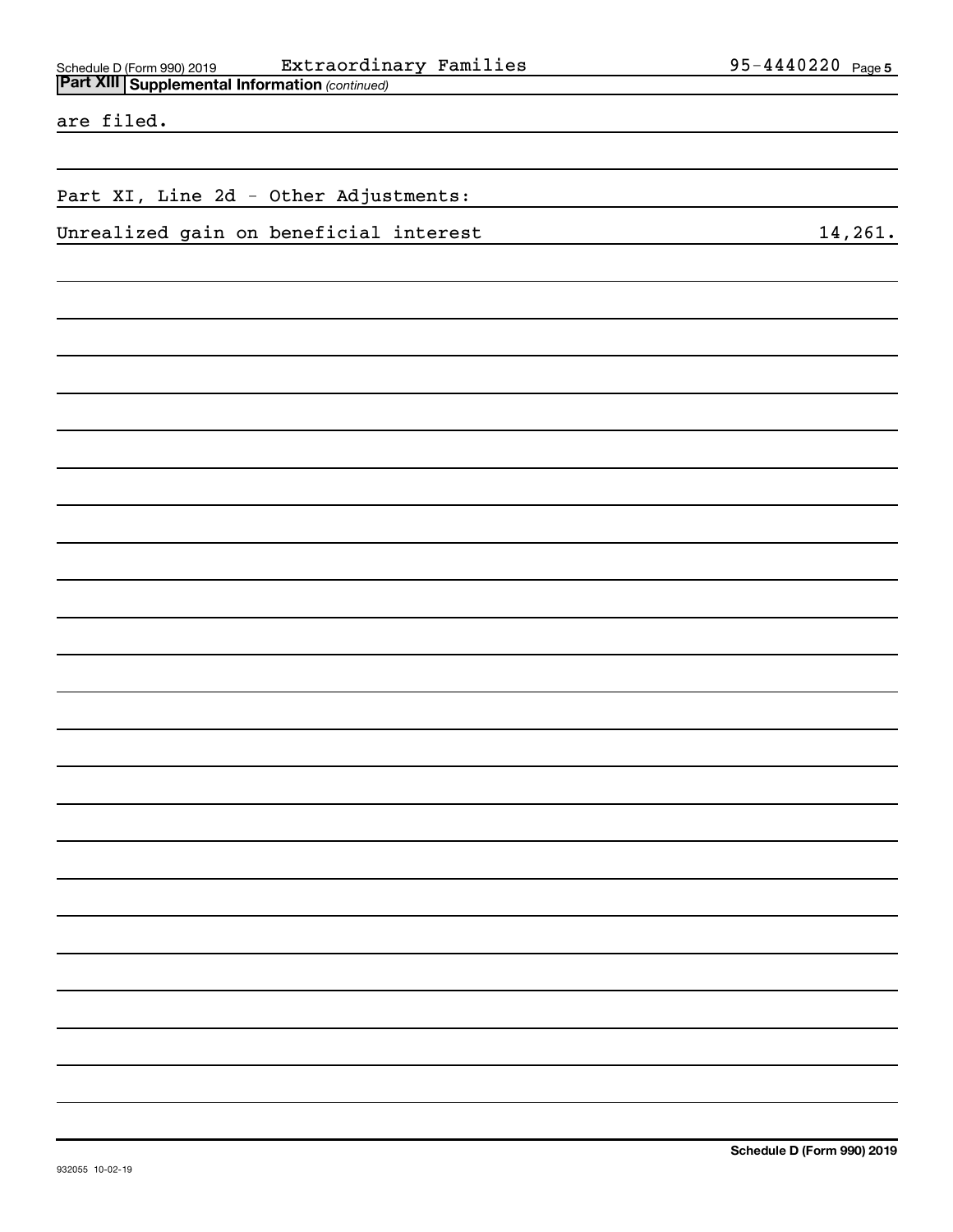## Part XIII Supplemental Information *(continued)*

are filed.

Part XI, Line 2d - Other Adjustments:

Unrealized gain on beneficial interest 14,261.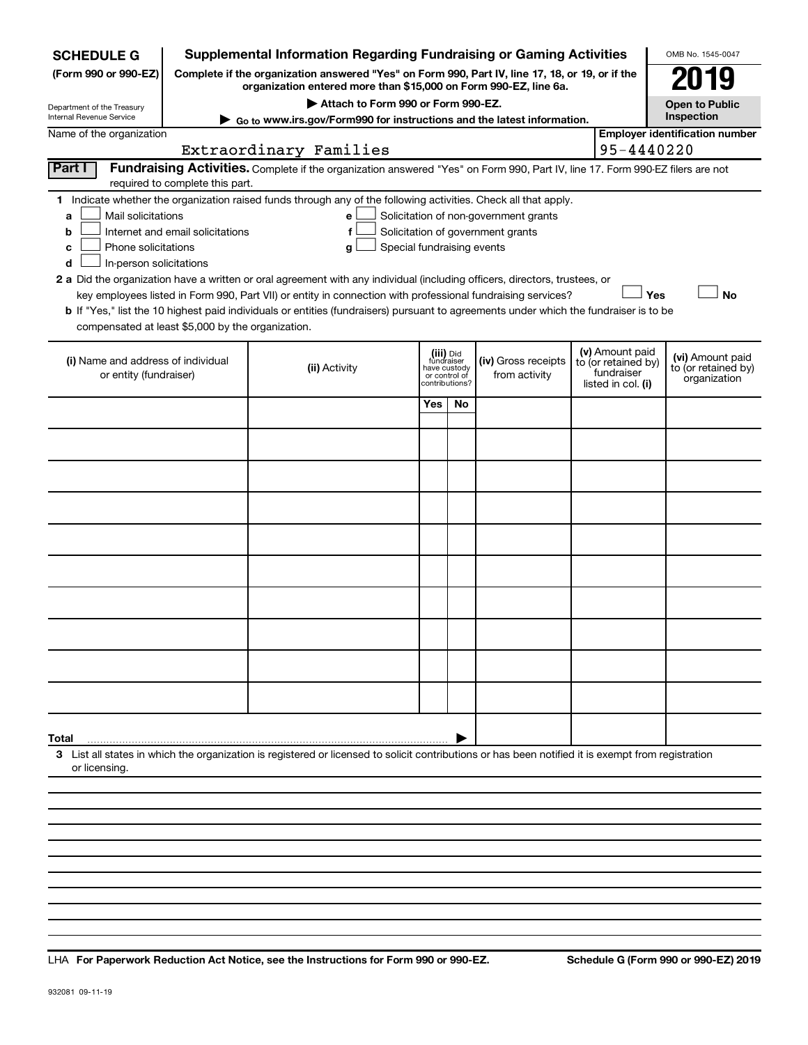**SCHEDULE G**
**(Form 990 or 990-EZ)**

Department of the Treasury
Internal Revenue Service

# Supplemental Information Regarding Fundraising or Gaming Activities

**Complete if the organization answered "Yes" on Form 990, Part IV, line 17, 18, or 19, or if the organization entered more than $15,000 on Form 990-EZ, line 6a.**

▶ Attach to Form 990 or Form 990-EZ.

▶ Go to www.irs.gov/Form990 for instructions and the latest information.

OMB No. 1545-0047

**2019**

**Open to Public Inspection**

Name of the organization: Extraordinary Families

**Employer identification number** 95-4440220

**Part I** **Fundraising Activities.** Complete if the organization answered "Yes" on Form 990, Part IV, line 17. Form 990-EZ filers are not required to complete this part.

1 Indicate whether the organization raised funds through any of the following activities. Check all that apply.

- a ☐ Mail solicitations
- b ☐ Internet and email solicitations
- c ☐ Phone solicitations
- d ☐ In-person solicitations
- e ☐ Solicitation of non-government grants
- f ☐ Solicitation of government grants
- g ☐ Special fundraising events

2 a Did the organization have a written or oral agreement with any individual (including officers, directors, trustees, or key employees listed in Form 990, Part VII) or entity in connection with professional fundraising services? ☐ Yes ☐ No

b If "Yes," list the 10 highest paid individuals or entities (fundraisers) pursuant to agreements under which the fundraiser is to be compensated at least $5,000 by the organization.

| (i) Name and address of individual or entity (fundraiser) | (ii) Activity | (iii) Did fundraiser have custody or control of contributions? Yes | No | (iv) Gross receipts from activity | (v) Amount paid to (or retained by) fundraiser listed in col. (i) | (vi) Amount paid to (or retained by) organization |
|---|---|---|---|---|---|---|
| | | | | | | |
| | | | | | | |
| | | | | | | |
| | | | | | | |
| | | | | | | |
| | | | | | | |
| | | | | | | |
| | | | | | | |
| | | | | | | |
| | | | | | | |
| Total ▶ | | | | | | |

3 List all states in which the organization is registered or licensed to solicit contributions or has been notified it is exempt from registration or licensing.

LHA For Paperwork Reduction Act Notice, see the Instructions for Form 990 or 990-EZ. Schedule G (Form 990 or 990-EZ) 2019

932081 09-11-19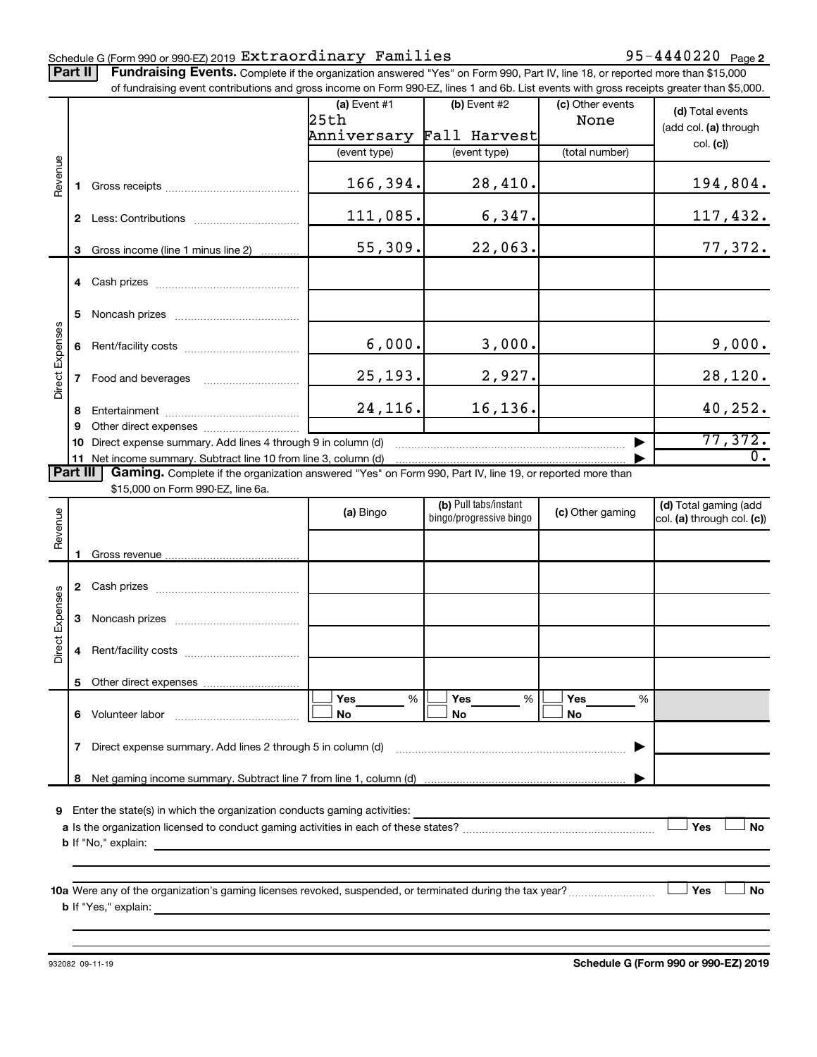Schedule G (Form 990 or 990-EZ) 2019 Extraordinary Families 95-4440220 Page 2

**Part II** **Fundraising Events.** Complete if the organization answered "Yes" on Form 990, Part IV, line 18, or reported more than $15,000 of fundraising event contributions and gross income on Form 990-EZ, lines 1 and 6b. List events with gross receipts greater than $5,000.

| | | (a) Event #1 25th Anniversary (event type) | (b) Event #2 Fall Harvest (event type) | (c) Other events None (total number) | (d) Total events (add col. (a) through col. (c)) |
|---|---|---|---|---|---|
| Revenue | 1 Gross receipts | 166,394. | 28,410. | | 194,804. |
| | 2 Less: Contributions | 111,085. | 6,347. | | 117,432. |
| | 3 Gross income (line 1 minus line 2) | 55,309. | 22,063. | | 77,372. |
| Direct Expenses | 4 Cash prizes | | | | |
| | 5 Noncash prizes | | | | |
| | 6 Rent/facility costs | 6,000. | 3,000. | | 9,000. |
| | 7 Food and beverages | 25,193. | 2,927. | | 28,120. |
| | 8 Entertainment | 24,116. | 16,136. | | 40,252. |
| | 9 Other direct expenses | | | | |
| | 10 Direct expense summary. Add lines 4 through 9 in column (d) | | | ▶ | 77,372. |
| | 11 Net income summary. Subtract line 10 from line 3, column (d) | | | ▶ | 0. |

**Part III** **Gaming.** Complete if the organization answered "Yes" on Form 990, Part IV, line 19, or reported more than $15,000 on Form 990-EZ, line 6a.

| | | (a) Bingo | (b) Pull tabs/instant bingo/progressive bingo | (c) Other gaming | (d) Total gaming (add col. (a) through col. (c)) |
|---|---|---|---|---|---|
| Revenue | 1 Gross revenue | | | | |
| Direct Expenses | 2 Cash prizes | | | | |
| | 3 Noncash prizes | | | | |
| | 4 Rent/facility costs | | | | |
| | 5 Other direct expenses | | | | |
| | 6 Volunteer labor | ☐ Yes ___ % ☐ No | ☐ Yes ___ % ☐ No | ☐ Yes ___ % ☐ No | |
| | 7 Direct expense summary. Add lines 2 through 5 in column (d) | | | ▶ | |
| | 8 Net gaming income summary. Subtract line 7 from line 1, column (d) | | | ▶ | |

**9** Enter the state(s) in which the organization conducts gaming activities: ____________

**a** Is the organization licensed to conduct gaming activities in each of these states? ☐ Yes ☐ No

**b** If "No," explain: ____________

**10a** Were any of the organization's gaming licenses revoked, suspended, or terminated during the tax year? ☐ Yes ☐ No

**b** If "Yes," explain: ____________

932082 09-11-19 **Schedule G (Form 990 or 990-EZ) 2019**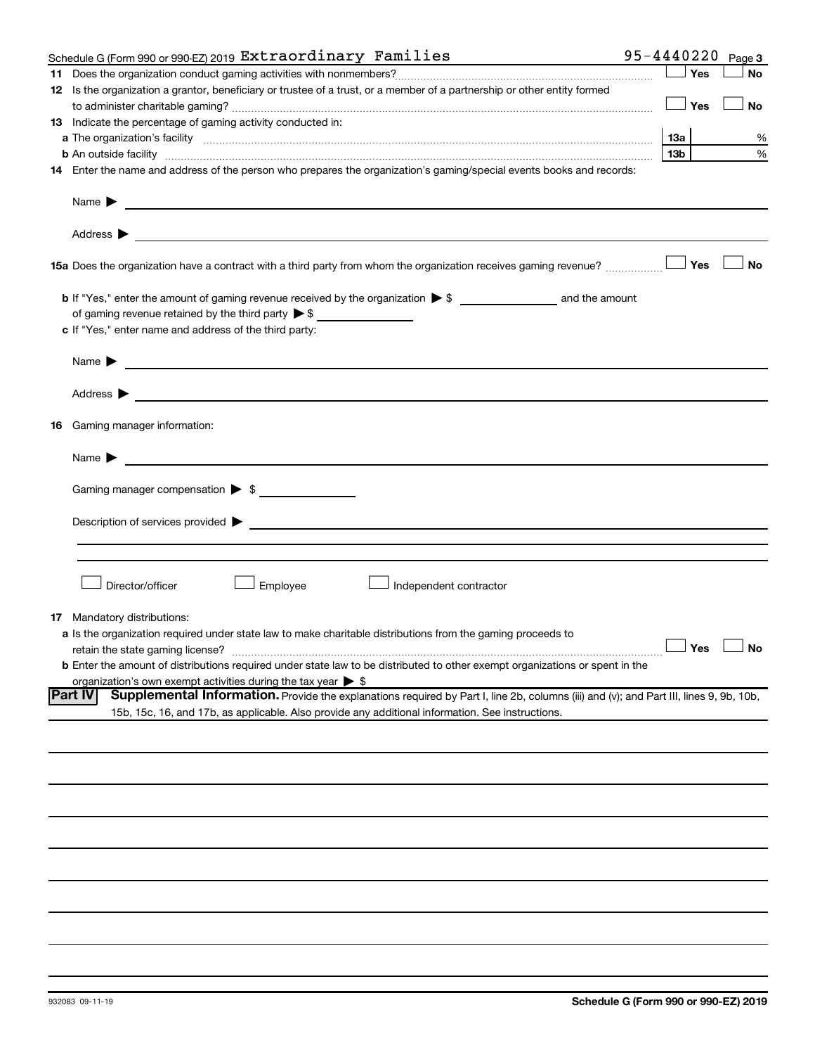Schedule G (Form 990 or 990-EZ) 2019 Extraordinary Families 95-4440220 Page 3

**11** Does the organization conduct gaming activities with nonmembers? ☐ Yes ☐ No

**12** Is the organization a grantor, beneficiary or trustee of a trust, or a member of a partnership or other entity formed to administer charitable gaming? ☐ Yes ☐ No

**13** Indicate the percentage of gaming activity conducted in:

**a** The organization's facility **13a** %

**b** An outside facility **13b** %

**14** Enter the name and address of the person who prepares the organization's gaming/special events books and records:

Name ▶

Address ▶

**15a** Does the organization have a contract with a third party from whom the organization receives gaming revenue? ☐ Yes ☐ No

**b** If "Yes," enter the amount of gaming revenue received by the organization ▶ $ ______ and the amount of gaming revenue retained by the third party ▶ $ ______

**c** If "Yes," enter name and address of the third party:

Name ▶

Address ▶

**16** Gaming manager information:

Name ▶

Gaming manager compensation ▶ $

Description of services provided ▶

☐ Director/officer ☐ Employee ☐ Independent contractor

**17** Mandatory distributions:

**a** Is the organization required under state law to make charitable distributions from the gaming proceeds to retain the state gaming license? ☐ Yes ☐ No

**b** Enter the amount of distributions required under state law to be distributed to other exempt organizations or spent in the organization's own exempt activities during the tax year ▶ $

**Part IV** **Supplemental Information.** Provide the explanations required by Part I, line 2b, columns (iii) and (v); and Part III, lines 9, 9b, 10b, 15b, 15c, 16, and 17b, as applicable. Also provide any additional information. See instructions.

932083 09-11-19 **Schedule G (Form 990 or 990-EZ) 2019**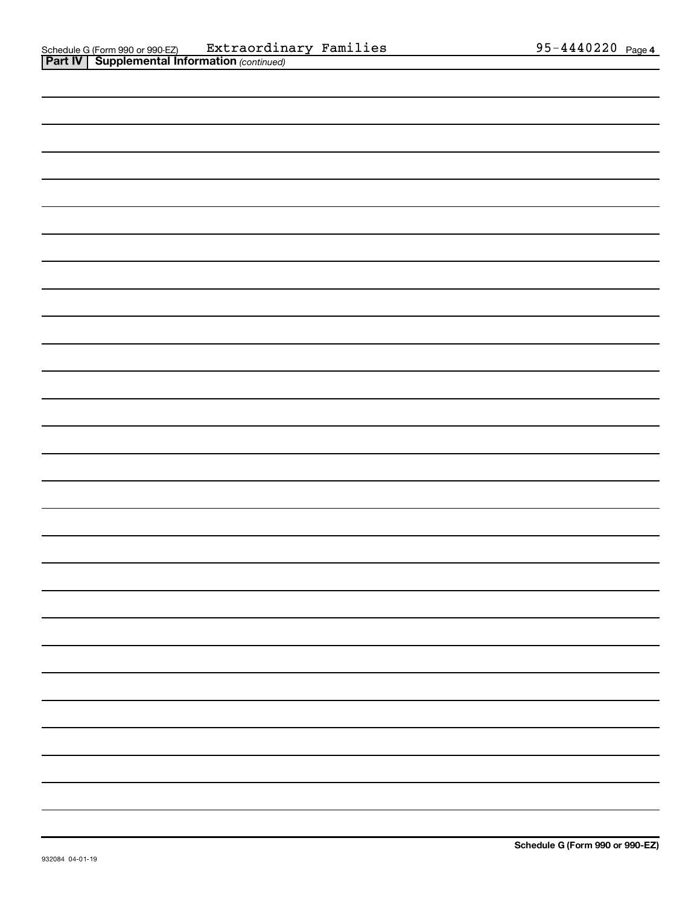Schedule G (Form 990 or 990-EZ) Extraordinary Families 95-4440220 Page 4

**Part IV | Supplemental Information** *(continued)*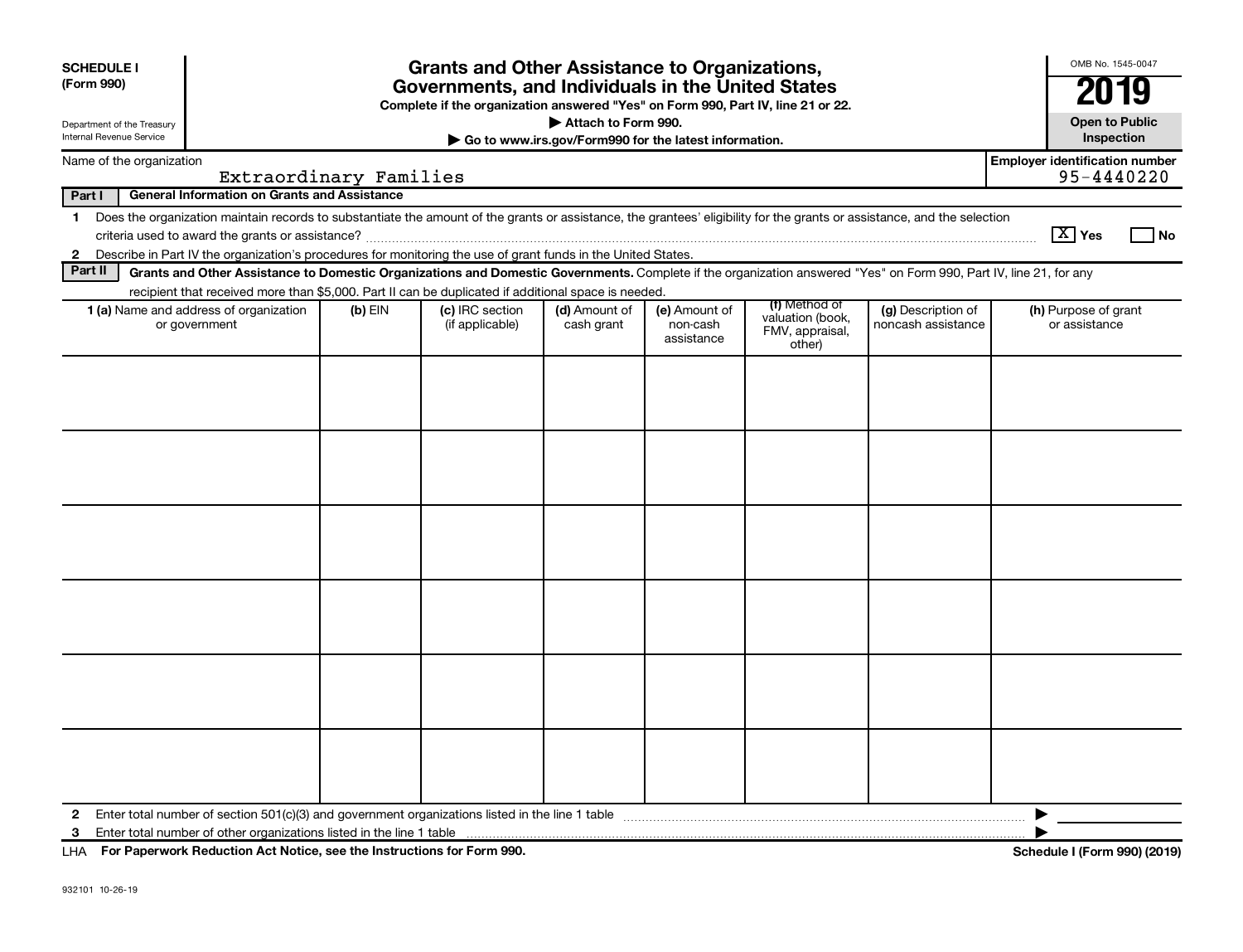**SCHEDULE I**
**(Form 990)**

Department of the Treasury
Internal Revenue Service

# Grants and Other Assistance to Organizations, Governments, and Individuals in the United States

**Complete if the organization answered "Yes" on Form 990, Part IV, line 21 or 22.**

**▶ Attach to Form 990.**

**▶ Go to www.irs.gov/Form990 for the latest information.**

OMB No. 1545-0047

**2019**

**Open to Public Inspection**

Name of the organization: Extraordinary Families

**Employer identification number**: 95-4440220

**Part I — General Information on Grants and Assistance**

1 Does the organization maintain records to substantiate the amount of the grants or assistance, the grantees' eligibility for the grants or assistance, and the selection criteria used to award the grants or assistance? [X] Yes [ ] No

2 Describe in Part IV the organization's procedures for monitoring the use of grant funds in the United States.

**Part II — Grants and Other Assistance to Domestic Organizations and Domestic Governments.** Complete if the organization answered "Yes" on Form 990, Part IV, line 21, for any recipient that received more than $5,000. Part II can be duplicated if additional space is needed.

| **1 (a)** Name and address of organization or government | **(b)** EIN | **(c)** IRC section (if applicable) | **(d)** Amount of cash grant | **(e)** Amount of non-cash assistance | **(f)** Method of valuation (book, FMV, appraisal, other) | **(g)** Description of noncash assistance | **(h)** Purpose of grant or assistance |
|---|---|---|---|---|---|---|---|
| | | | | | | | |
| | | | | | | | |
| | | | | | | | |
| | | | | | | | |
| | | | | | | | |
| | | | | | | | |

2 Enter total number of section 501(c)(3) and government organizations listed in the line 1 table ▶

3 Enter total number of other organizations listed in the line 1 table ▶

LHA **For Paperwork Reduction Act Notice, see the Instructions for Form 990.** **Schedule I (Form 990) (2019)**

932101 10-26-19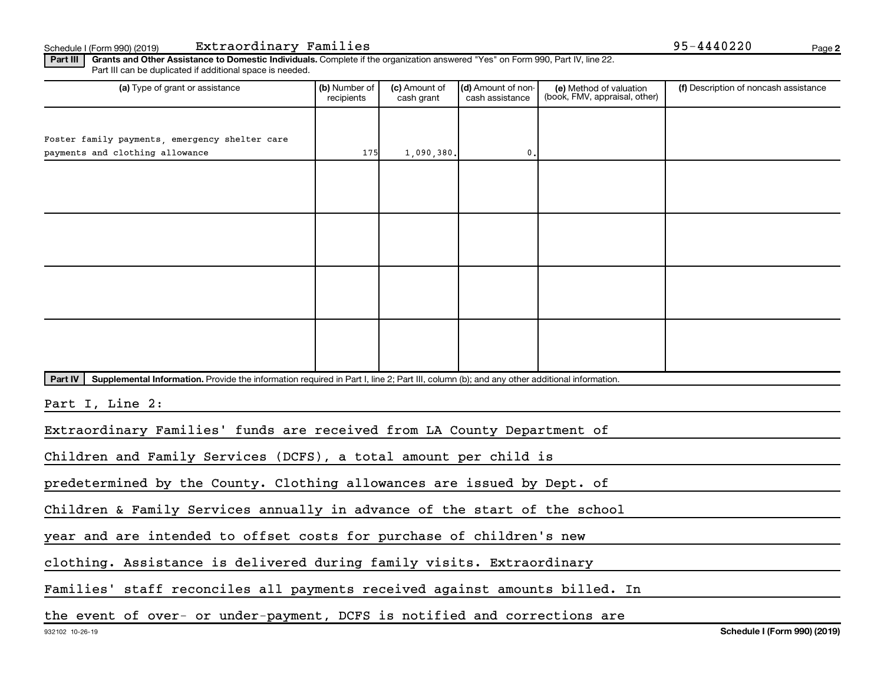Schedule I (Form 990) (2019) Extraordinary Families 95-4440220

**Part III** **Grants and Other Assistance to Domestic Individuals.** Complete if the organization answered "Yes" on Form 990, Part IV, line 22. Part III can be duplicated if additional space is needed.

| (a) Type of grant or assistance | (b) Number of recipients | (c) Amount of cash grant | (d) Amount of non-cash assistance | (e) Method of valuation (book, FMV, appraisal, other) | (f) Description of noncash assistance |
|---|---|---|---|---|---|
| Foster family payments, emergency shelter care payments and clothing allowance | 175 | 1,090,380. | 0. | | |
| | | | | | |
| | | | | | |
| | | | | | |
| | | | | | |

**Part IV** **Supplemental Information.** Provide the information required in Part I, line 2; Part III, column (b); and any other additional information.

Part I, Line 2:

Extraordinary Families' funds are received from LA County Department of Children and Family Services (DCFS), a total amount per child is predetermined by the County. Clothing allowances are issued by Dept. of Children & Family Services annually in advance of the start of the school year and are intended to offset costs for purchase of children's new clothing. Assistance is delivered during family visits. Extraordinary Families' staff reconciles all payments received against amounts billed. In the event of over- or under-payment, DCFS is notified and corrections are

932102 10-26-19

**Schedule I (Form 990) (2019)**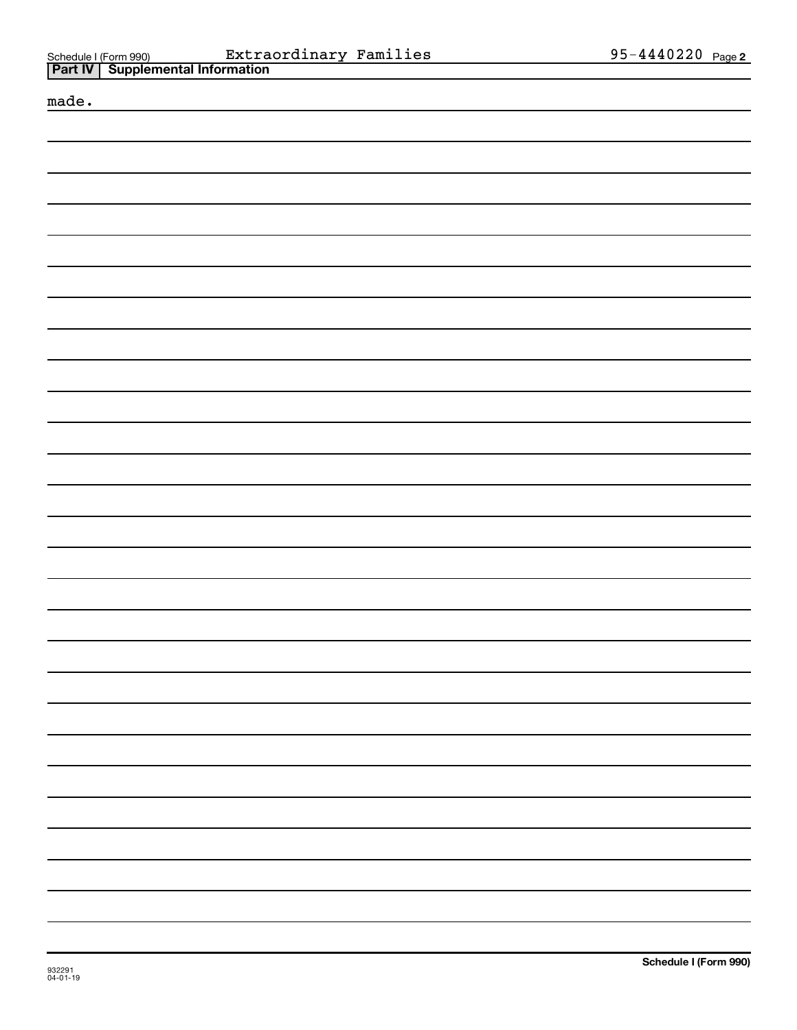Schedule I (Form 990) Extraordinary Families 95-4440220 Page 2

**Part IV | Supplemental Information**

made.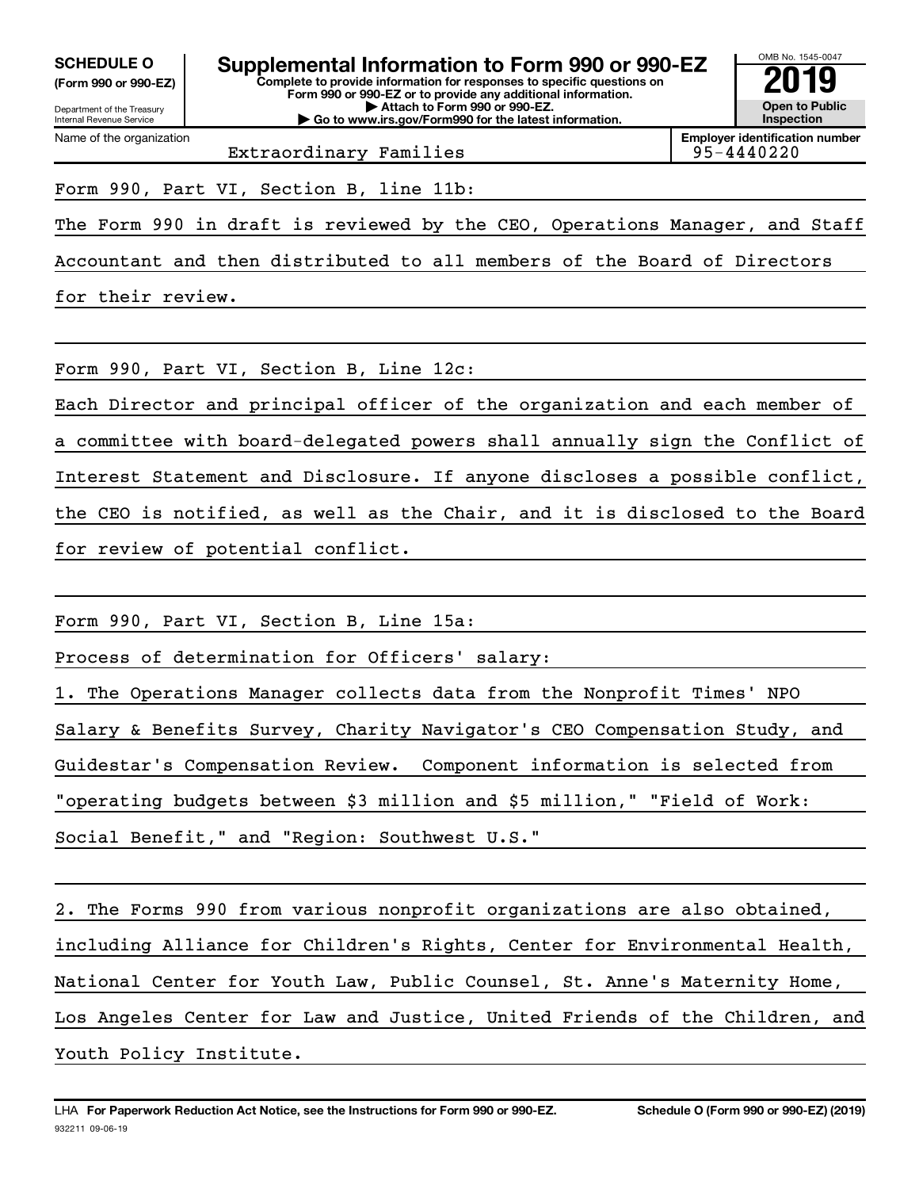**SCHEDULE O** (Form 990 or 990-EZ)

Department of the Treasury
Internal Revenue Service

# Supplemental Information to Form 990 or 990-EZ

**Complete to provide information for responses to specific questions on Form 990 or 990-EZ or to provide any additional information.**
**▶ Attach to Form 990 or 990-EZ.**
**▶ Go to www.irs.gov/Form990 for the latest information.**

OMB No. 1545-0047

**2019**

**Open to Public Inspection**

Name of the organization: Extraordinary Families

**Employer identification number:** 95-4440220

Form 990, Part VI, Section B, line 11b:

The Form 990 in draft is reviewed by the CEO, Operations Manager, and Staff Accountant and then distributed to all members of the Board of Directors for their review.

Form 990, Part VI, Section B, Line 12c:

Each Director and principal officer of the organization and each member of a committee with board-delegated powers shall annually sign the Conflict of Interest Statement and Disclosure. If anyone discloses a possible conflict, the CEO is notified, as well as the Chair, and it is disclosed to the Board for review of potential conflict.

Form 990, Part VI, Section B, Line 15a:

Process of determination for Officers' salary:

1. The Operations Manager collects data from the Nonprofit Times' NPO Salary & Benefits Survey, Charity Navigator's CEO Compensation Study, and Guidestar's Compensation Review. Component information is selected from "operating budgets between $3 million and $5 million," "Field of Work: Social Benefit," and "Region: Southwest U.S."

2. The Forms 990 from various nonprofit organizations are also obtained, including Alliance for Children's Rights, Center for Environmental Health, National Center for Youth Law, Public Counsel, St. Anne's Maternity Home, Los Angeles Center for Law and Justice, United Friends of the Children, and Youth Policy Institute.

LHA **For Paperwork Reduction Act Notice, see the Instructions for Form 990 or 990-EZ.**

**Schedule O (Form 990 or 990-EZ) (2019)**

932211 09-06-19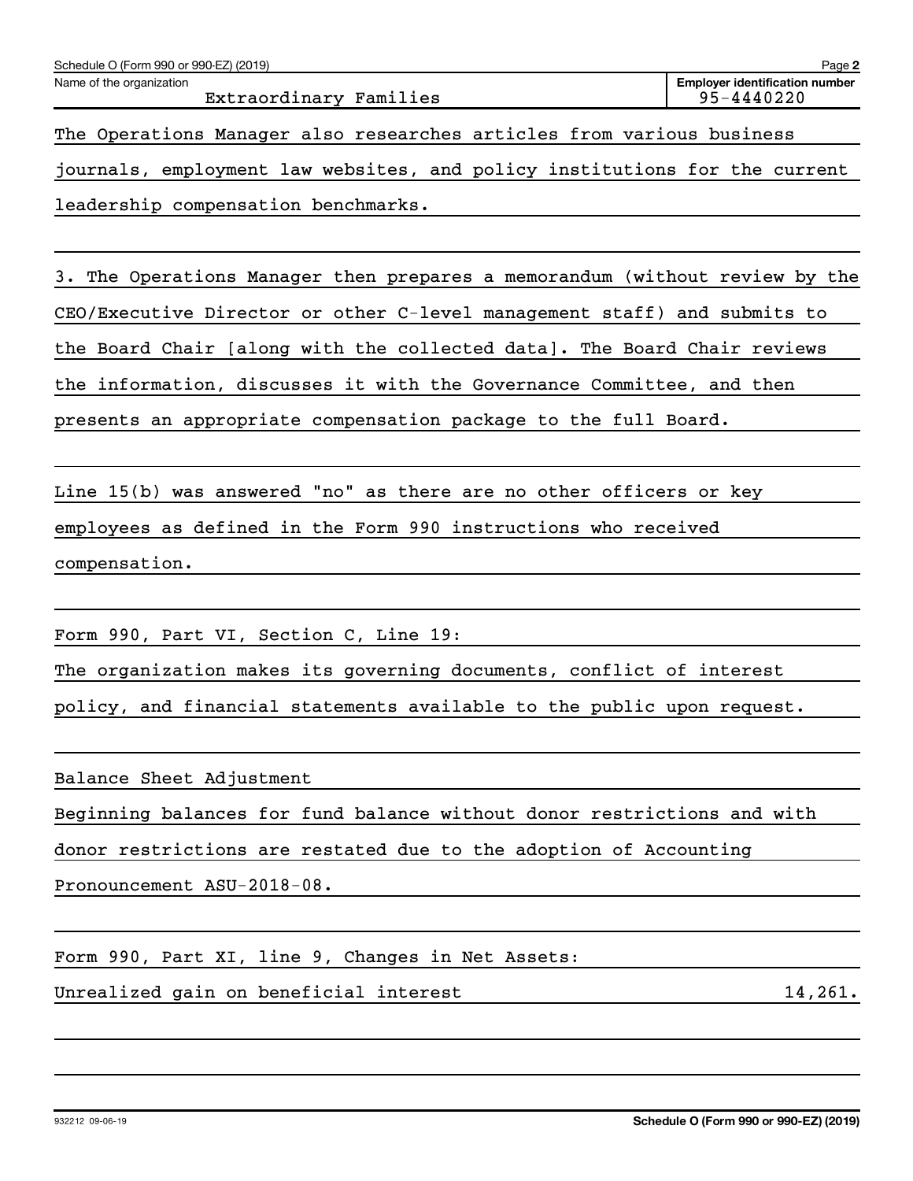Schedule O (Form 990 or 990-EZ) (2019)

Name of the organization: Extraordinary Families

Employer identification number: 95-4440220

The Operations Manager also researches articles from various business journals, employment law websites, and policy institutions for the current leadership compensation benchmarks.

3. The Operations Manager then prepares a memorandum (without review by the CEO/Executive Director or other C-level management staff) and submits to the Board Chair [along with the collected data]. The Board Chair reviews the information, discusses it with the Governance Committee, and then presents an appropriate compensation package to the full Board.

Line 15(b) was answered "no" as there are no other officers or key employees as defined in the Form 990 instructions who received compensation.

Form 990, Part VI, Section C, Line 19:

The organization makes its governing documents, conflict of interest policy, and financial statements available to the public upon request.

Balance Sheet Adjustment

Beginning balances for fund balance without donor restrictions and with donor restrictions are restated due to the adoption of Accounting Pronouncement ASU-2018-08.

Form 990, Part XI, line 9, Changes in Net Assets:

| | |
|---|---|
| Unrealized gain on beneficial interest | 14,261. |